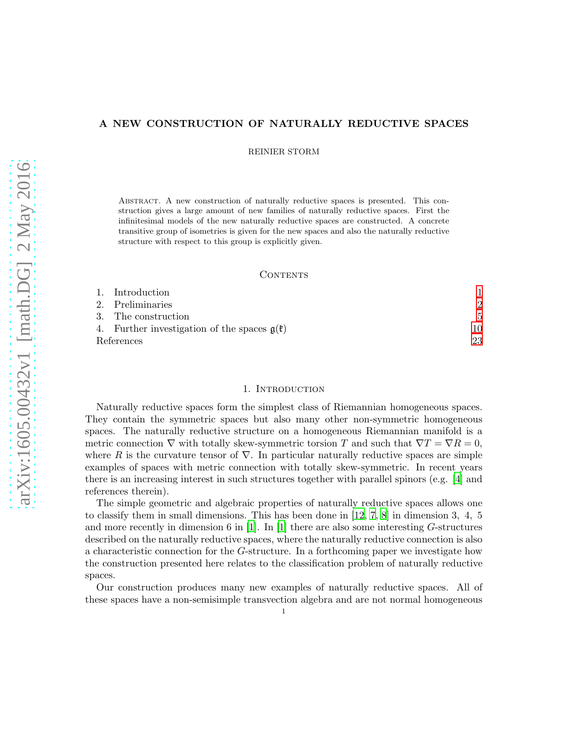# A NEW CONSTRUCTION OF NATURALLY REDUCTIVE SPACES

REINIER STORM

Abstract. A new construction of naturally reductive spaces is presented. This construction gives a large amount of new families of naturally reductive spaces. First the infinitesimal models of the new naturally reductive spaces are constructed. A concrete transitive group of isometries is given for the new spaces and also the naturally reductive structure with respect to this group is explicitly given.

## Contents

1. Introduction 1
2. Preliminaries 2
3. The construction 5
4. Further investigation of the spaces $\mathfrak{g}(\mathfrak{k})$ 10

References 23

## 1. Introduction

Naturally reductive spaces form the simplest class of Riemannian homogeneous spaces. They contain the symmetric spaces but also many other non-symmetric homogeneous spaces. The naturally reductive structure on a homogeneous Riemannian manifold is a metric connection $\nabla$ with totally skew-symmetric torsion $T$ and such that $\nabla T = \nabla R = 0$, where $R$ is the curvature tensor of $\nabla$. In particular naturally reductive spaces are simple examples of spaces with metric connection with totally skew-symmetric. In recent years there is an increasing interest in such structures together with parallel spinors (e.g. [4] and references therein).

The simple geometric and algebraic properties of naturally reductive spaces allows one to classify them in small dimensions. This has been done in [12, 7, 8] in dimension 3, 4, 5 and more recently in dimension 6 in [1]. In [1] there are also some interesting $G$-structures described on the naturally reductive spaces, where the naturally reductive connection is also a characteristic connection for the $G$-structure. In a forthcoming paper we investigate how the construction presented here relates to the classification problem of naturally reductive spaces.

Our construction produces many new examples of naturally reductive spaces. All of these spaces have a non-semisimple transvection algebra and are not normal homogeneous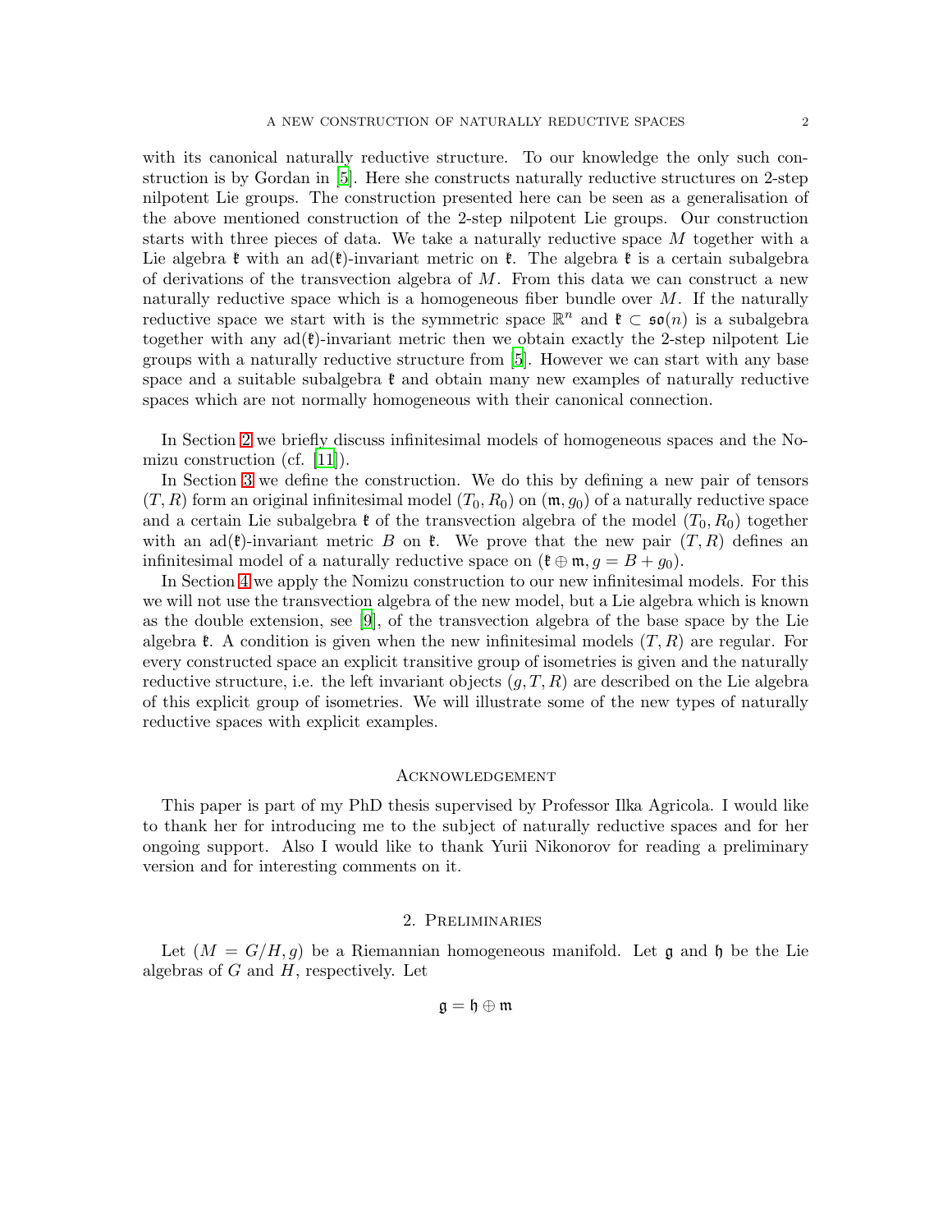with its canonical naturally reductive structure. To our knowledge the only such construction is by Gordan in [5]. Here she constructs naturally reductive structures on 2-step nilpotent Lie groups. The construction presented here can be seen as a generalisation of the above mentioned construction of the 2-step nilpotent Lie groups. Our construction starts with three pieces of data. We take a naturally reductive space $M$ together with a Lie algebra $\mathfrak{k}$ with an $\mathrm{ad}(\mathfrak{k})$-invariant metric on $\mathfrak{k}$. The algebra $\mathfrak{k}$ is a certain subalgebra of derivations of the transvection algebra of $M$. From this data we can construct a new naturally reductive space which is a homogeneous fiber bundle over $M$. If the naturally reductive space we start with is the symmetric space $\mathbb{R}^n$ and $\mathfrak{k} \subset \mathfrak{so}(n)$ is a subalgebra together with any $\mathrm{ad}(\mathfrak{k})$-invariant metric then we obtain exactly the 2-step nilpotent Lie groups with a naturally reductive structure from [5]. However we can start with any base space and a suitable subalgebra $\mathfrak{k}$ and obtain many new examples of naturally reductive spaces which are not normally homogeneous with their canonical connection.

In Section 2 we briefly discuss infinitesimal models of homogeneous spaces and the Nomizu construction (cf. [11]).

In Section 3 we define the construction. We do this by defining a new pair of tensors $(T,R)$ form an original infinitesimal model $(T_0,R_0)$ on $(\mathfrak{m},g_0)$ of a naturally reductive space and a certain Lie subalgebra $\mathfrak{k}$ of the transvection algebra of the model $(T_0,R_0)$ together with an $\mathrm{ad}(\mathfrak{k})$-invariant metric $B$ on $\mathfrak{k}$. We prove that the new pair $(T,R)$ defines an infinitesimal model of a naturally reductive space on $(\mathfrak{k}\oplus\mathfrak{m}, g = B + g_0)$.

In Section 4 we apply the Nomizu construction to our new infinitesimal models. For this we will not use the transvection algebra of the new model, but a Lie algebra which is known as the double extension, see [9], of the transvection algebra of the base space by the Lie algebra $\mathfrak{k}$. A condition is given when the new infinitesimal models $(T,R)$ are regular. For every constructed space an explicit transitive group of isometries is given and the naturally reductive structure, i.e. the left invariant objects $(g,T,R)$ are described on the Lie algebra of this explicit group of isometries. We will illustrate some of the new types of naturally reductive spaces with explicit examples.

### Acknowledgement

This paper is part of my PhD thesis supervised by Professor Ilka Agricola. I would like to thank her for introducing me to the subject of naturally reductive spaces and for her ongoing support. Also I would like to thank Yurii Nikonorov for reading a preliminary version and for interesting comments on it.

## 2. Preliminaries

Let $(M = G/H, g)$ be a Riemannian homogeneous manifold. Let $\mathfrak{g}$ and $\mathfrak{h}$ be the Lie algebras of $G$ and $H$, respectively. Let

$$\mathfrak{g} = \mathfrak{h} \oplus \mathfrak{m}$$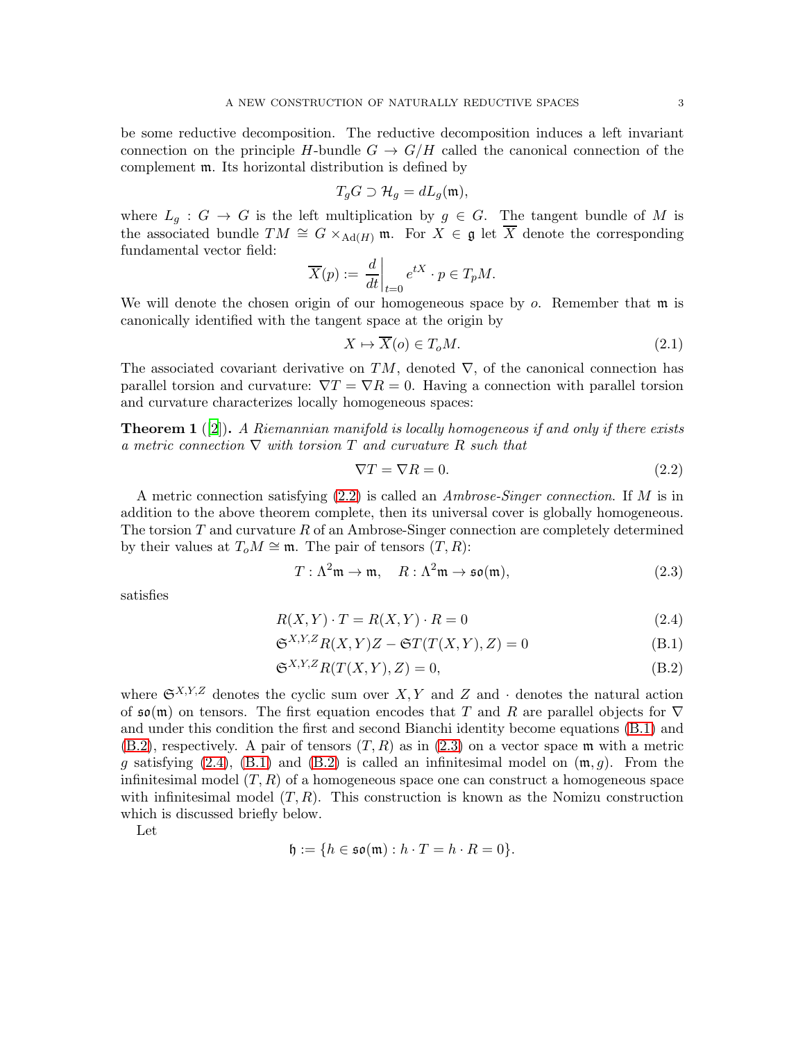be some reductive decomposition. The reductive decomposition induces a left invariant connection on the principle $H$-bundle $G \to G/H$ called the canonical connection of the complement $\mathfrak{m}$. Its horizontal distribution is defined by

$$T_gG \supset \mathcal{H}_g = dL_g(\mathfrak{m}),$$

where $L_g : G \to G$ is the left multiplication by $g \in G$. The tangent bundle of $M$ is the associated bundle $TM \cong G \times_{\mathrm{Ad}(H)} \mathfrak{m}$. For $X \in \mathfrak{g}$ let $\overline{X}$ denote the corresponding fundamental vector field:

$$\overline{X}(p) := \left.\frac{d}{dt}\right|_{t=0} e^{tX} \cdot p \in T_pM.$$

We will denote the chosen origin of our homogeneous space by $o$. Remember that $\mathfrak{m}$ is canonically identified with the tangent space at the origin by

$$X \mapsto \overline{X}(o) \in T_oM. \tag{2.1}$$

The associated covariant derivative on $TM$, denoted $\nabla$, of the canonical connection has parallel torsion and curvature: $\nabla T = \nabla R = 0$. Having a connection with parallel torsion and curvature characterizes locally homogeneous spaces:

**Theorem 1** ([2]). *A Riemannian manifold is locally homogeneous if and only if there exists a metric connection $\nabla$ with torsion $T$ and curvature $R$ such that*

$$\nabla T = \nabla R = 0. \tag{2.2}$$

A metric connection satisfying (2.2) is called an *Ambrose-Singer connection*. If $M$ is in addition to the above theorem complete, then its universal cover is globally homogeneous. The torsion $T$ and curvature $R$ of an Ambrose-Singer connection are completely determined by their values at $T_oM \cong \mathfrak{m}$. The pair of tensors $(T, R)$:

$$T : \Lambda^2\mathfrak{m} \to \mathfrak{m}, \quad R : \Lambda^2\mathfrak{m} \to \mathfrak{so}(\mathfrak{m}), \tag{2.3}$$

satisfies

$$R(X, Y) \cdot T = R(X, Y) \cdot R = 0 \tag{2.4}$$

$$\mathfrak{S}^{X,Y,Z} R(X, Y)Z - \mathfrak{S}T(T(X, Y), Z) = 0 \tag{B.1}$$

$$\mathfrak{S}^{X,Y,Z} R(T(X, Y), Z) = 0, \tag{B.2}$$

where $\mathfrak{S}^{X,Y,Z}$ denotes the cyclic sum over $X, Y$ and $Z$ and $\cdot$ denotes the natural action of $\mathfrak{so}(\mathfrak{m})$ on tensors. The first equation encodes that $T$ and $R$ are parallel objects for $\nabla$ and under this condition the first and second Bianchi identity become equations (B.1) and (B.2), respectively. A pair of tensors $(T, R)$ as in (2.3) on a vector space $\mathfrak{m}$ with a metric $g$ satisfying (2.4), (B.1) and (B.2) is called an infinitesimal model on $(\mathfrak{m}, g)$. From the infinitesimal model $(T, R)$ of a homogeneous space one can construct a homogeneous space with infinitesimal model $(T, R)$. This construction is known as the Nomizu construction which is discussed briefly below.

Let

$$\mathfrak{h} := \{h \in \mathfrak{so}(\mathfrak{m}) : h \cdot T = h \cdot R = 0\}.$$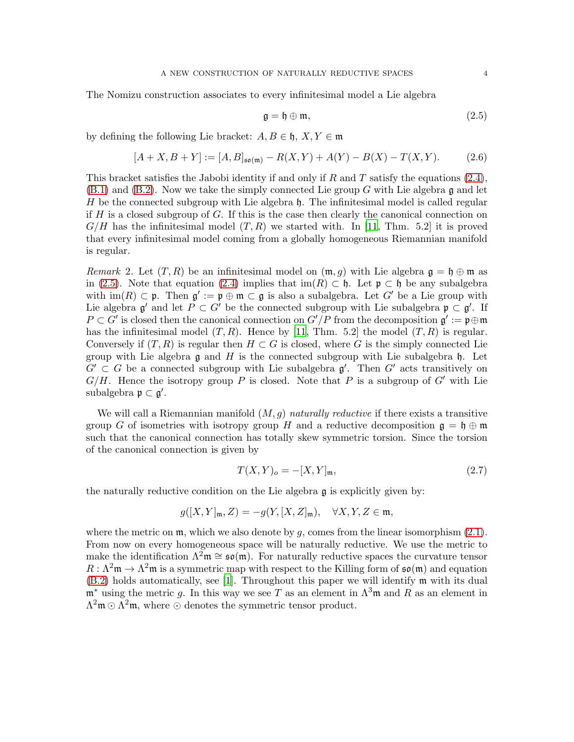The Nomizu construction associates to every infinitesimal model a Lie algebra

$$\mathfrak{g} = \mathfrak{h} \oplus \mathfrak{m}, \tag{2.5}$$

by defining the following Lie bracket: $A, B \in \mathfrak{h}$, $X, Y \in \mathfrak{m}$

$$[A + X, B + Y] := [A, B]_{\mathfrak{so}(\mathfrak{m})} - R(X, Y) + A(Y) - B(X) - T(X, Y). \tag{2.6}$$

This bracket satisfies the Jabobi identity if and only if $R$ and $T$ satisfy the equations (2.4), (B.1) and (B.2). Now we take the simply connected Lie group $G$ with Lie algebra $\mathfrak{g}$ and let $H$ be the connected subgroup with Lie algebra $\mathfrak{h}$. The infinitesimal model is called regular if $H$ is a closed subgroup of $G$. If this is the case then clearly the canonical connection on $G/H$ has the infinitesimal model $(T, R)$ we started with. In [11, Thm. 5.2] it is proved that every infinitesimal model coming from a globally homogeneous Riemannian manifold is regular.

*Remark* 2. Let $(T, R)$ be an infinitesimal model on $(\mathfrak{m}, g)$ with Lie algebra $\mathfrak{g} = \mathfrak{h} \oplus \mathfrak{m}$ as in (2.5). Note that equation (2.4) implies that $\mathrm{im}(R) \subset \mathfrak{h}$. Let $\mathfrak{p} \subset \mathfrak{h}$ be any subalgebra with $\mathrm{im}(R) \subset \mathfrak{p}$. Then $\mathfrak{g}' := \mathfrak{p} \oplus \mathfrak{m} \subset \mathfrak{g}$ is also a subalgebra. Let $G'$ be a Lie group with Lie algebra $\mathfrak{g}'$ and let $P \subset G'$ be the connected subgroup with Lie subalgebra $\mathfrak{p} \subset \mathfrak{g}'$. If $P \subset G'$ is closed then the canonical connection on $G'/P$ from the decomposition $\mathfrak{g}' := \mathfrak{p} \oplus \mathfrak{m}$ has the infinitesimal model $(T, R)$. Hence by [11, Thm. 5.2] the model $(T, R)$ is regular. Conversely if $(T, R)$ is regular then $H \subset G$ is closed, where $G$ is the simply connected Lie group with Lie algebra $\mathfrak{g}$ and $H$ is the connected subgroup with Lie subalgebra $\mathfrak{h}$. Let $G' \subset G$ be a connected subgroup with Lie subalgebra $\mathfrak{g}'$. Then $G'$ acts transitively on $G/H$. Hence the isotropy group $P$ is closed. Note that $P$ is a subgroup of $G'$ with Lie subalgebra $\mathfrak{p} \subset \mathfrak{g}'$.

We will call a Riemannian manifold $(M, g)$ *naturally reductive* if there exists a transitive group $G$ of isometries with isotropy group $H$ and a reductive decomposition $\mathfrak{g} = \mathfrak{h} \oplus \mathfrak{m}$ such that the canonical connection has totally skew symmetric torsion. Since the torsion of the canonical connection is given by

$$T(X, Y)_o = -[X, Y]_{\mathfrak{m}}, \tag{2.7}$$

the naturally reductive condition on the Lie algebra $\mathfrak{g}$ is explicitly given by:

$$g([X, Y]_{\mathfrak{m}}, Z) = -g(Y, [X, Z]_{\mathfrak{m}}), \quad \forall X, Y, Z \in \mathfrak{m},$$

where the metric on $\mathfrak{m}$, which we also denote by $g$, comes from the linear isomorphism (2.1). From now on every homogeneous space will be naturally reductive. We use the metric to make the identification $\Lambda^2\mathfrak{m} \cong \mathfrak{so}(\mathfrak{m})$. For naturally reductive spaces the curvature tensor $R : \Lambda^2\mathfrak{m} \to \Lambda^2\mathfrak{m}$ is a symmetric map with respect to the Killing form of $\mathfrak{so}(\mathfrak{m})$ and equation (B.2) holds automatically, see [1]. Throughout this paper we will identify $\mathfrak{m}$ with its dual $\mathfrak{m}^*$ using the metric $g$. In this way we see $T$ as an element in $\Lambda^3\mathfrak{m}$ and $R$ as an element in $\Lambda^2\mathfrak{m} \odot \Lambda^2\mathfrak{m}$, where $\odot$ denotes the symmetric tensor product.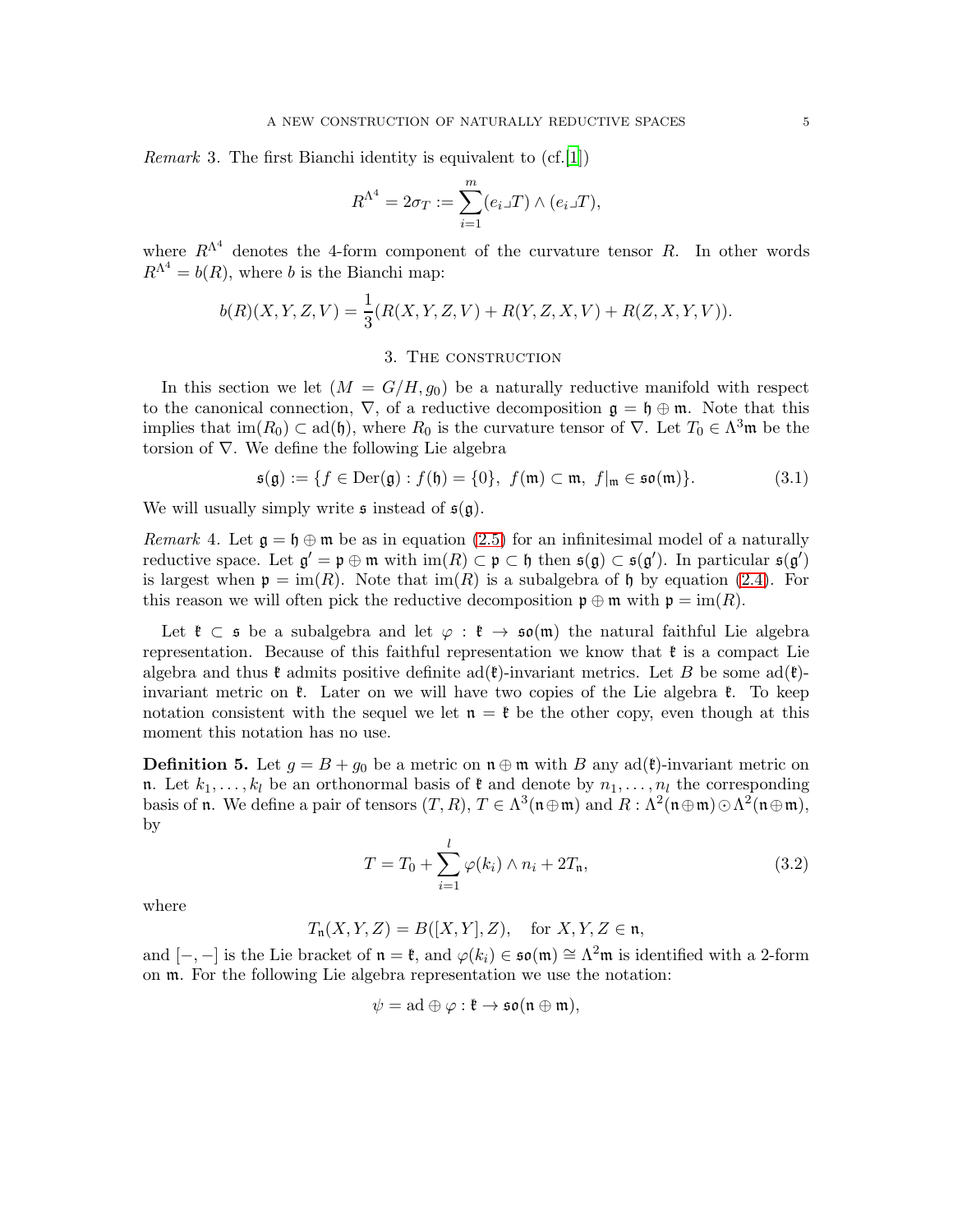*Remark* 3. The first Bianchi identity is equivalent to (cf.[1])

$$R^{\Lambda^4} = 2\sigma_T := \sum_{i=1}^{m} (e_i \lrcorner T) \wedge (e_i \lrcorner T),$$

where $R^{\Lambda^4}$ denotes the 4-form component of the curvature tensor $R$. In other words $R^{\Lambda^4} = b(R)$, where $b$ is the Bianchi map:

$$b(R)(X,Y,Z,V) = \frac{1}{3}(R(X,Y,Z,V) + R(Y,Z,X,V) + R(Z,X,Y,V)).$$

## 3. The construction

In this section we let $(M = G/H, g_0)$ be a naturally reductive manifold with respect to the canonical connection, $\nabla$, of a reductive decomposition $\mathfrak{g} = \mathfrak{h} \oplus \mathfrak{m}$. Note that this implies that $\mathrm{im}(R_0) \subset \mathrm{ad}(\mathfrak{h})$, where $R_0$ is the curvature tensor of $\nabla$. Let $T_0 \in \Lambda^3\mathfrak{m}$ be the torsion of $\nabla$. We define the following Lie algebra

$$\mathfrak{s}(\mathfrak{g}) := \{f \in \mathrm{Der}(\mathfrak{g}) : f(\mathfrak{h}) = \{0\},\ f(\mathfrak{m}) \subset \mathfrak{m},\ f|_{\mathfrak{m}} \in \mathfrak{so}(\mathfrak{m})\}. \tag{3.1}$$

We will usually simply write $\mathfrak{s}$ instead of $\mathfrak{s}(\mathfrak{g})$.

*Remark* 4. Let $\mathfrak{g} = \mathfrak{h} \oplus \mathfrak{m}$ be as in equation (2.5) for an infinitesimal model of a naturally reductive space. Let $\mathfrak{g}' = \mathfrak{p} \oplus \mathfrak{m}$ with $\mathrm{im}(R) \subset \mathfrak{p} \subset \mathfrak{h}$ then $\mathfrak{s}(\mathfrak{g}) \subset \mathfrak{s}(\mathfrak{g}')$. In particular $\mathfrak{s}(\mathfrak{g}')$ is largest when $\mathfrak{p} = \mathrm{im}(R)$. Note that $\mathrm{im}(R)$ is a subalgebra of $\mathfrak{h}$ by equation (2.4). For this reason we will often pick the reductive decomposition $\mathfrak{p} \oplus \mathfrak{m}$ with $\mathfrak{p} = \mathrm{im}(R)$.

Let $\mathfrak{k} \subset \mathfrak{s}$ be a subalgebra and let $\varphi : \mathfrak{k} \to \mathfrak{so}(\mathfrak{m})$ the natural faithful Lie algebra representation. Because of this faithful representation we know that $\mathfrak{k}$ is a compact Lie algebra and thus $\mathfrak{k}$ admits positive definite $\mathrm{ad}(\mathfrak{k})$-invariant metrics. Let $B$ be some $\mathrm{ad}(\mathfrak{k})$-invariant metric on $\mathfrak{k}$. Later on we will have two copies of the Lie algebra $\mathfrak{k}$. To keep notation consistent with the sequel we let $\mathfrak{n} = \mathfrak{k}$ be the other copy, even though at this moment this notation has no use.

**Definition 5.** Let $g = B + g_0$ be a metric on $\mathfrak{n} \oplus \mathfrak{m}$ with $B$ any $\mathrm{ad}(\mathfrak{k})$-invariant metric on $\mathfrak{n}$. Let $k_1, \ldots, k_l$ be an orthonormal basis of $\mathfrak{k}$ and denote by $n_1, \ldots, n_l$ the corresponding basis of $\mathfrak{n}$. We define a pair of tensors $(T, R)$, $T \in \Lambda^3(\mathfrak{n} \oplus \mathfrak{m})$ and $R : \Lambda^2(\mathfrak{n} \oplus \mathfrak{m}) \odot \Lambda^2(\mathfrak{n} \oplus \mathfrak{m})$, by

$$T = T_0 + \sum_{i=1}^{l} \varphi(k_i) \wedge n_i + 2T_{\mathfrak{n}}, \tag{3.2}$$

where

$$T_{\mathfrak{n}}(X,Y,Z) = B([X,Y],Z), \quad \text{for } X,Y,Z \in \mathfrak{n},$$

and $[-,-]$ is the Lie bracket of $\mathfrak{n} = \mathfrak{k}$, and $\varphi(k_i) \in \mathfrak{so}(\mathfrak{m}) \cong \Lambda^2\mathfrak{m}$ is identified with a 2-form on $\mathfrak{m}$. For the following Lie algebra representation we use the notation:

$$\psi = \mathrm{ad} \oplus \varphi : \mathfrak{k} \to \mathfrak{so}(\mathfrak{n} \oplus \mathfrak{m}),$$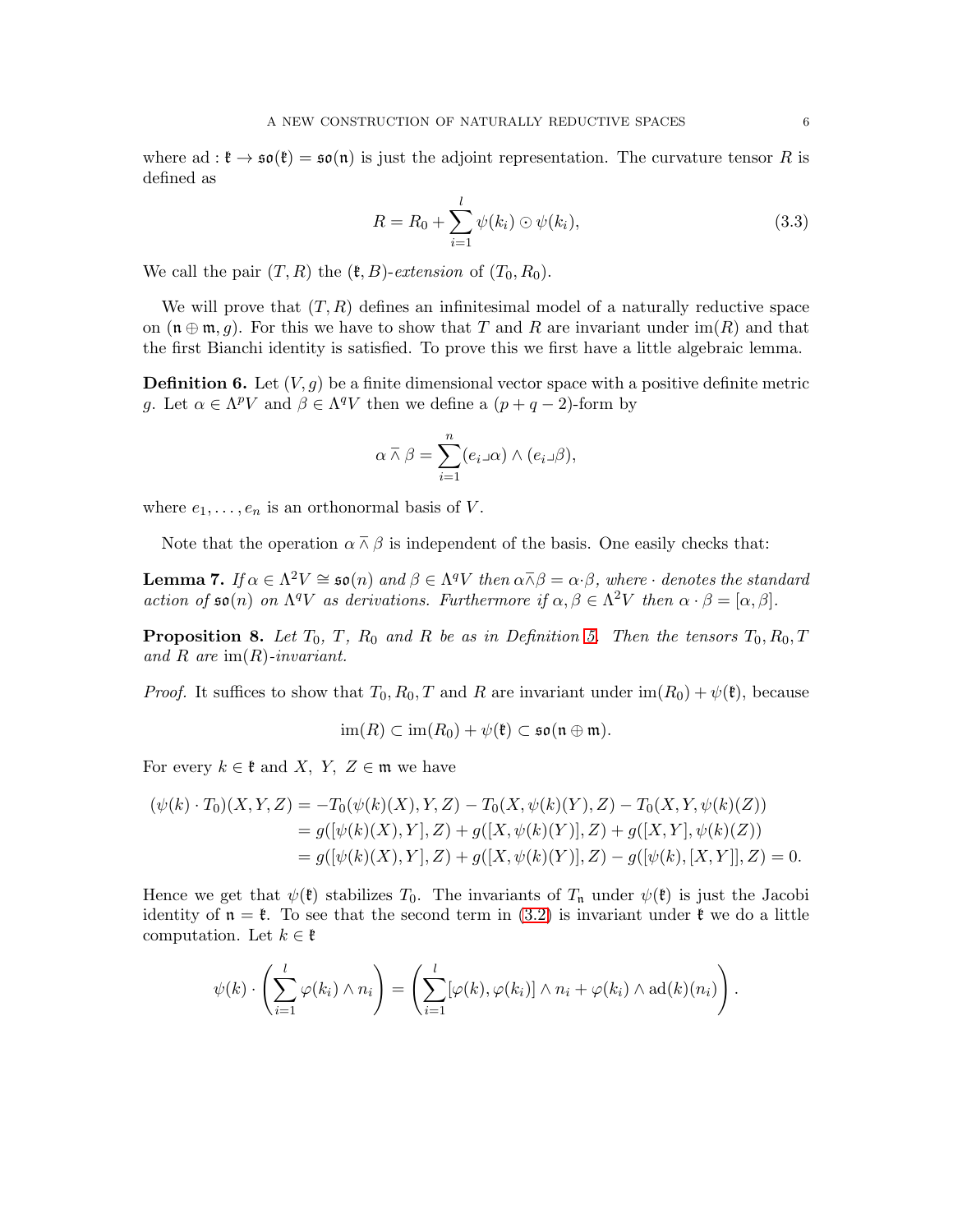where $\mathrm{ad} : \mathfrak{k} \to \mathfrak{so}(\mathfrak{k}) = \mathfrak{so}(\mathfrak{n})$ is just the adjoint representation. The curvature tensor $R$ is defined as

$$R = R_0 + \sum_{i=1}^{l} \psi(k_i) \odot \psi(k_i), \tag{3.3}$$

We call the pair $(T, R)$ the $(\mathfrak{k}, B)$-*extension* of $(T_0, R_0)$.

We will prove that $(T, R)$ defines an infinitesimal model of a naturally reductive space on $(\mathfrak{n} \oplus \mathfrak{m}, g)$. For this we have to show that $T$ and $R$ are invariant under $\mathrm{im}(R)$ and that the first Bianchi identity is satisfied. To prove this we first have a little algebraic lemma.

**Definition 6.** Let $(V, g)$ be a finite dimensional vector space with a positive definite metric $g$. Let $\alpha \in \Lambda^p V$ and $\beta \in \Lambda^q V$ then we define a $(p+q-2)$-form by

$$\alpha \,\bar{\wedge}\, \beta = \sum_{i=1}^{n} (e_i \lrcorner \alpha) \wedge (e_i \lrcorner \beta),$$

where $e_1, \ldots, e_n$ is an orthonormal basis of $V$.

Note that the operation $\alpha \,\bar{\wedge}\, \beta$ is independent of the basis. One easily checks that:

**Lemma 7.** *If $\alpha \in \Lambda^2 V \cong \mathfrak{so}(n)$ and $\beta \in \Lambda^q V$ then $\alpha \bar{\wedge} \beta = \alpha \cdot \beta$, where $\cdot$ denotes the standard action of $\mathfrak{so}(n)$ on $\Lambda^q V$ as derivations. Furthermore if $\alpha, \beta \in \Lambda^2 V$ then $\alpha \cdot \beta = [\alpha, \beta]$.*

**Proposition 8.** *Let $T_0$, $T$, $R_0$ and $R$ be as in Definition 5. Then the tensors $T_0, R_0, T$ and $R$ are $\mathrm{im}(R)$-invariant.*

*Proof.* It suffices to show that $T_0, R_0, T$ and $R$ are invariant under $\mathrm{im}(R_0) + \psi(\mathfrak{k})$, because

$$\mathrm{im}(R) \subset \mathrm{im}(R_0) + \psi(\mathfrak{k}) \subset \mathfrak{so}(\mathfrak{n} \oplus \mathfrak{m}).$$

For every $k \in \mathfrak{k}$ and $X,\ Y,\ Z \in \mathfrak{m}$ we have

$$\begin{aligned}
(\psi(k) \cdot T_0)(X, Y, Z) &= -T_0(\psi(k)(X), Y, Z) - T_0(X, \psi(k)(Y), Z) - T_0(X, Y, \psi(k)(Z)) \\
&= g([\psi(k)(X), Y], Z) + g([X, \psi(k)(Y)], Z) + g([X, Y], \psi(k)(Z)) \\
&= g([\psi(k)(X), Y], Z) + g([X, \psi(k)(Y)], Z) - g([\psi(k), [X, Y]], Z) = 0.
\end{aligned}$$

Hence we get that $\psi(\mathfrak{k})$ stabilizes $T_0$. The invariants of $T_{\mathfrak{n}}$ under $\psi(\mathfrak{k})$ is just the Jacobi identity of $\mathfrak{n} = \mathfrak{k}$. To see that the second term in (3.2) is invariant under $\mathfrak{k}$ we do a little computation. Let $k \in \mathfrak{k}$

$$\psi(k) \cdot \left( \sum_{i=1}^{l} \varphi(k_i) \wedge n_i \right) = \left( \sum_{i=1}^{l} [\varphi(k), \varphi(k_i)] \wedge n_i + \varphi(k_i) \wedge \mathrm{ad}(k)(n_i) \right).$$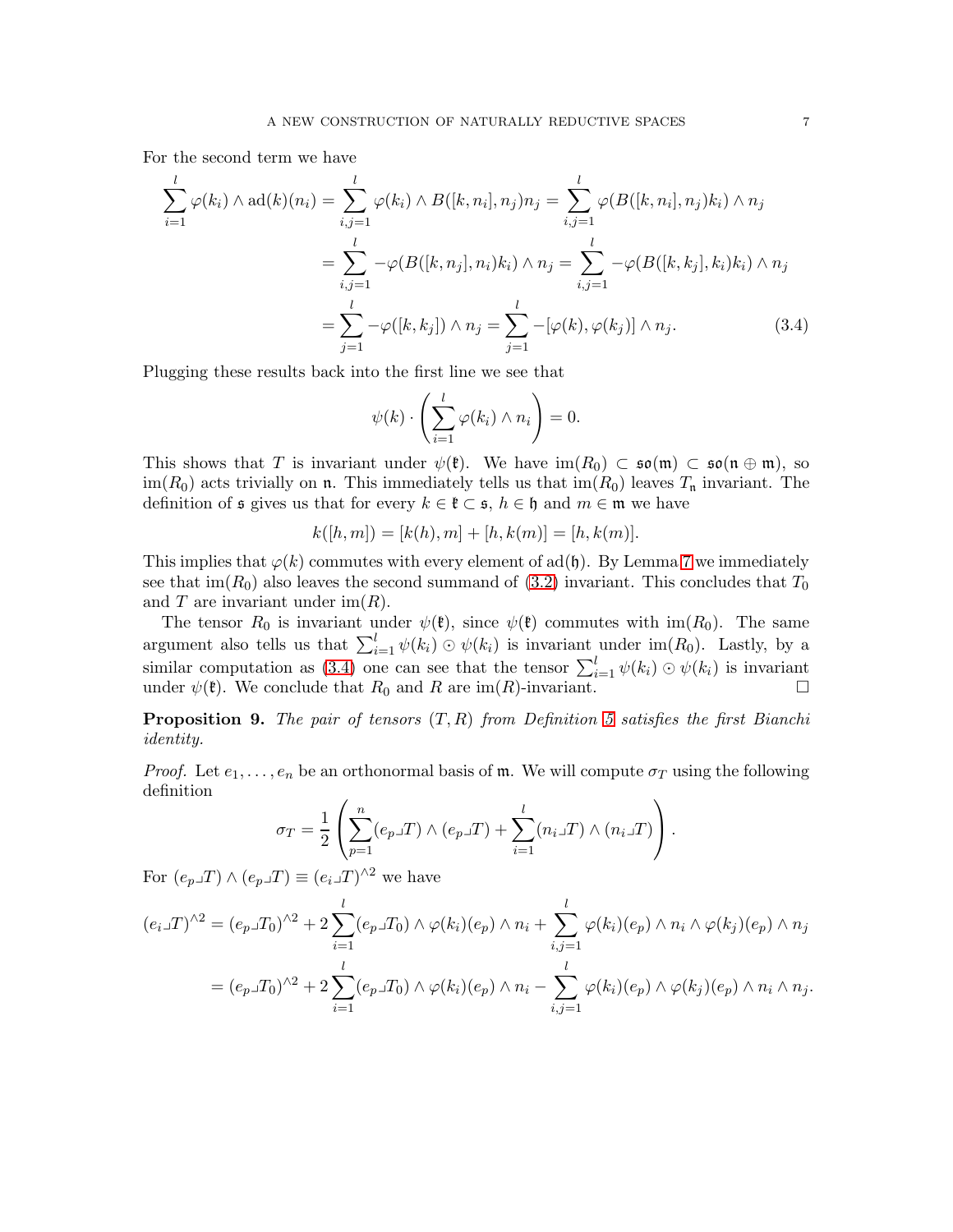For the second term we have

$$
\begin{aligned}
\sum_{i=1}^{l} \varphi(k_i) \wedge \mathrm{ad}(k)(n_i) &= \sum_{i,j=1}^{l} \varphi(k_i) \wedge B([k,n_i],n_j) n_j = \sum_{i,j=1}^{l} \varphi(B([k,n_i],n_j) k_i) \wedge n_j \\
&= \sum_{i,j=1}^{l} -\varphi(B([k,n_j],n_i) k_i) \wedge n_j = \sum_{i,j=1}^{l} -\varphi(B([k,k_j],k_i) k_i) \wedge n_j \\
&= \sum_{j=1}^{l} -\varphi([k,k_j]) \wedge n_j = \sum_{j=1}^{l} -[\varphi(k), \varphi(k_j)] \wedge n_j. \qquad (3.4)
\end{aligned}
$$

Plugging these results back into the first line we see that

$$
\psi(k) \cdot \left( \sum_{i=1}^{l} \varphi(k_i) \wedge n_i \right) = 0.
$$

This shows that $T$ is invariant under $\psi(\mathfrak{k})$. We have $\mathrm{im}(R_0) \subset \mathfrak{so}(\mathfrak{m}) \subset \mathfrak{so}(\mathfrak{n} \oplus \mathfrak{m})$, so $\mathrm{im}(R_0)$ acts trivially on $\mathfrak{n}$. This immediately tells us that $\mathrm{im}(R_0)$ leaves $T_{\mathfrak{n}}$ invariant. The definition of $\mathfrak{s}$ gives us that for every $k \in \mathfrak{k} \subset \mathfrak{s}$, $h \in \mathfrak{h}$ and $m \in \mathfrak{m}$ we have

$$
k([h,m]) = [k(h), m] + [h, k(m)] = [h, k(m)].
$$

This implies that $\varphi(k)$ commutes with every element of $\mathrm{ad}(\mathfrak{h})$. By Lemma 7 we immediately see that $\mathrm{im}(R_0)$ also leaves the second summand of (3.2) invariant. This concludes that $T_0$ and $T$ are invariant under $\mathrm{im}(R)$.

The tensor $R_0$ is invariant under $\psi(\mathfrak{k})$, since $\psi(\mathfrak{k})$ commutes with $\mathrm{im}(R_0)$. The same argument also tells us that $\sum_{i=1}^{l} \psi(k_i) \odot \psi(k_i)$ is invariant under $\mathrm{im}(R_0)$. Lastly, by a similar computation as (3.4) one can see that the tensor $\sum_{i=1}^{l} \psi(k_i) \odot \psi(k_i)$ is invariant under $\psi(\mathfrak{k})$. We conclude that $R_0$ and $R$ are $\mathrm{im}(R)$-invariant. $\square$

**Proposition 9.** *The pair of tensors $(T, R)$ from Definition 5 satisfies the first Bianchi identity.*

*Proof.* Let $e_1, \ldots, e_n$ be an orthonormal basis of $\mathfrak{m}$. We will compute $\sigma_T$ using the following definition

$$
\sigma_T = \frac{1}{2} \left( \sum_{p=1}^{n} (e_p \lrcorner T) \wedge (e_p \lrcorner T) + \sum_{i=1}^{l} (n_i \lrcorner T) \wedge (n_i \lrcorner T) \right).
$$

For $(e_p \lrcorner T) \wedge (e_p \lrcorner T) \equiv (e_i \lrcorner T)^{\wedge 2}$ we have

$$
\begin{aligned}
(e_i \lrcorner T)^{\wedge 2} &= (e_p \lrcorner T_0)^{\wedge 2} + 2 \sum_{i=1}^{l} (e_p \lrcorner T_0) \wedge \varphi(k_i)(e_p) \wedge n_i + \sum_{i,j=1}^{l} \varphi(k_i)(e_p) \wedge n_i \wedge \varphi(k_j)(e_p) \wedge n_j \\
&= (e_p \lrcorner T_0)^{\wedge 2} + 2 \sum_{i=1}^{l} (e_p \lrcorner T_0) \wedge \varphi(k_i)(e_p) \wedge n_i - \sum_{i,j=1}^{l} \varphi(k_i)(e_p) \wedge \varphi(k_j)(e_p) \wedge n_i \wedge n_j.
\end{aligned}
$$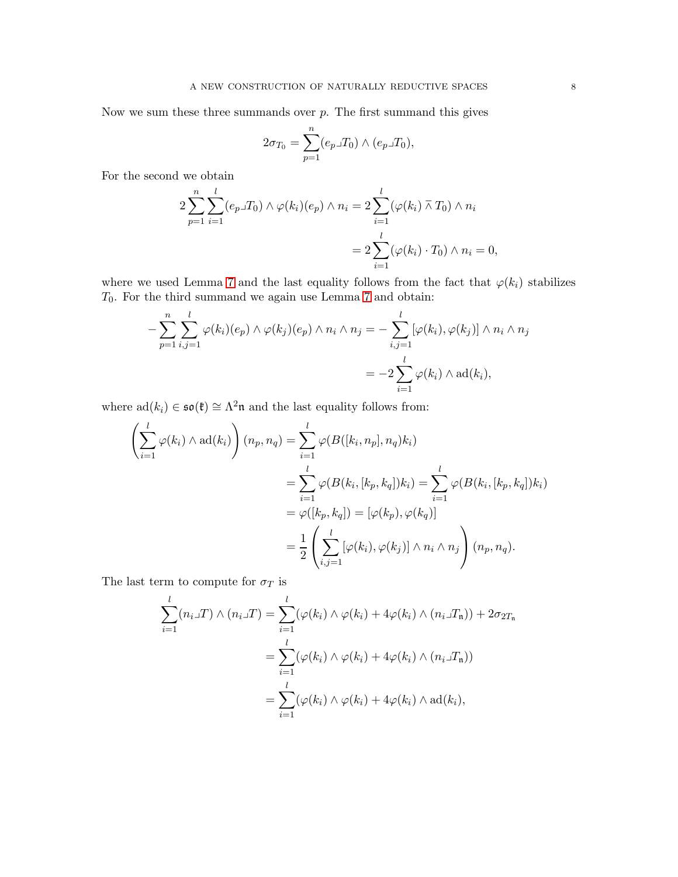Now we sum these three summands over $p$. The first summand this gives

$$2\sigma_{T_0} = \sum_{p=1}^{n} (e_p \lrcorner T_0) \wedge (e_p \lrcorner T_0),$$

For the second we obtain

$$\begin{aligned}
2\sum_{p=1}^{n}\sum_{i=1}^{l} (e_p \lrcorner T_0) \wedge \varphi(k_i)(e_p) \wedge n_i &= 2\sum_{i=1}^{l} (\varphi(k_i) \barwedge T_0) \wedge n_i \\
&= 2\sum_{i=1}^{l} (\varphi(k_i) \cdot T_0) \wedge n_i = 0,
\end{aligned}$$

where we used Lemma 7 and the last equality follows from the fact that $\varphi(k_i)$ stabilizes $T_0$. For the third summand we again use Lemma 7 and obtain:

$$\begin{aligned}
-\sum_{p=1}^{n}\sum_{i,j=1}^{l} \varphi(k_i)(e_p) \wedge \varphi(k_j)(e_p) \wedge n_i \wedge n_j &= -\sum_{i,j=1}^{l} [\varphi(k_i), \varphi(k_j)] \wedge n_i \wedge n_j \\
&= -2\sum_{i=1}^{l} \varphi(k_i) \wedge \mathrm{ad}(k_i),
\end{aligned}$$

where $\mathrm{ad}(k_i) \in \mathfrak{so}(\mathfrak{k}) \cong \Lambda^2\mathfrak{n}$ and the last equality follows from:

$$\begin{aligned}
\left(\sum_{i=1}^{l} \varphi(k_i) \wedge \mathrm{ad}(k_i)\right)(n_p, n_q) &= \sum_{i=1}^{l} \varphi(B([k_i, n_p], n_q)k_i) \\
&= \sum_{i=1}^{l} \varphi(B(k_i, [k_p, k_q])k_i) = \sum_{i=1}^{l} \varphi(B(k_i, [k_p, k_q])k_i) \\
&= \varphi([k_p, k_q]) = [\varphi(k_p), \varphi(k_q)] \\
&= \frac{1}{2}\left(\sum_{i,j=1}^{l} [\varphi(k_i), \varphi(k_j)] \wedge n_i \wedge n_j\right)(n_p, n_q).
\end{aligned}$$

The last term to compute for $\sigma_T$ is

$$\begin{aligned}
\sum_{i=1}^{l} (n_i \lrcorner T) \wedge (n_i \lrcorner T) &= \sum_{i=1}^{l} (\varphi(k_i) \wedge \varphi(k_i) + 4\varphi(k_i) \wedge (n_i \lrcorner T_{\mathfrak{n}})) + 2\sigma_{2T_{\mathfrak{n}}} \\
&= \sum_{i=1}^{l} (\varphi(k_i) \wedge \varphi(k_i) + 4\varphi(k_i) \wedge (n_i \lrcorner T_{\mathfrak{n}})) \\
&= \sum_{i=1}^{l} (\varphi(k_i) \wedge \varphi(k_i) + 4\varphi(k_i) \wedge \mathrm{ad}(k_i),
\end{aligned}$$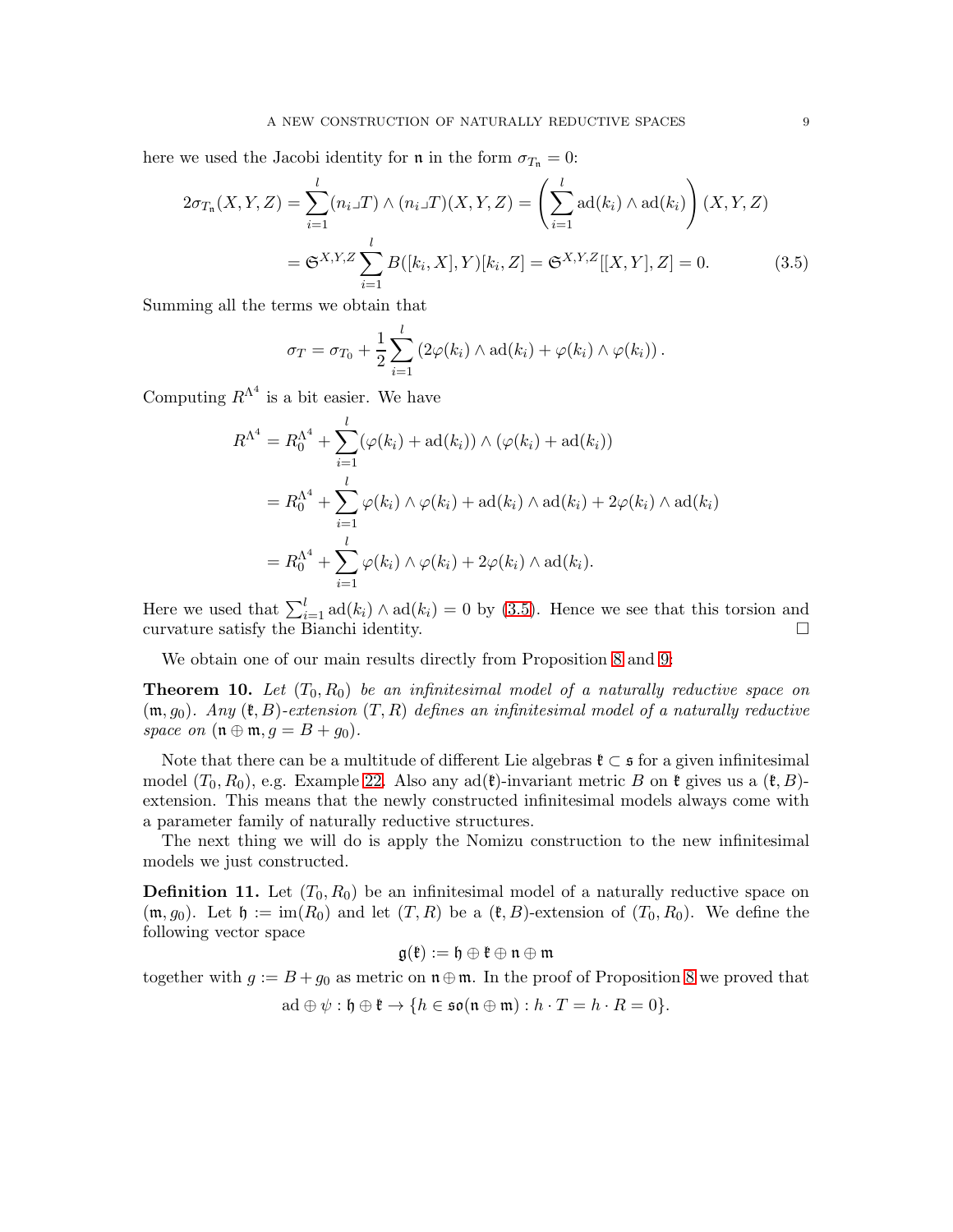here we used the Jacobi identity for $\mathfrak{n}$ in the form $\sigma_{T_\mathfrak{n}} = 0$:

$$
\begin{aligned}
2\sigma_{T_\mathfrak{n}}(X,Y,Z) &= \sum_{i=1}^{l} (n_i \lrcorner T) \wedge (n_i \lrcorner T)(X,Y,Z) = \left( \sum_{i=1}^{l} \mathrm{ad}(k_i) \wedge \mathrm{ad}(k_i) \right)(X,Y,Z) \\
&= \mathfrak{S}^{X,Y,Z} \sum_{i=1}^{l} B([k_i,X],Y)[k_i,Z] = \mathfrak{S}^{X,Y,Z}[[X,Y],Z] = 0. \qquad (3.5)
\end{aligned}
$$

Summing all the terms we obtain that

$$
\sigma_T = \sigma_{T_0} + \frac{1}{2} \sum_{i=1}^{l} \left( 2\varphi(k_i) \wedge \mathrm{ad}(k_i) + \varphi(k_i) \wedge \varphi(k_i) \right).
$$

Computing $R^{\Lambda^4}$ is a bit easier. We have

$$
\begin{aligned}
R^{\Lambda^4} &= R_0^{\Lambda^4} + \sum_{i=1}^{l} (\varphi(k_i) + \mathrm{ad}(k_i)) \wedge (\varphi(k_i) + \mathrm{ad}(k_i)) \\
&= R_0^{\Lambda^4} + \sum_{i=1}^{l} \varphi(k_i) \wedge \varphi(k_i) + \mathrm{ad}(k_i) \wedge \mathrm{ad}(k_i) + 2\varphi(k_i) \wedge \mathrm{ad}(k_i) \\
&= R_0^{\Lambda^4} + \sum_{i=1}^{l} \varphi(k_i) \wedge \varphi(k_i) + 2\varphi(k_i) \wedge \mathrm{ad}(k_i).
\end{aligned}
$$

Here we used that $\sum_{i=1}^{l} \mathrm{ad}(k_i) \wedge \mathrm{ad}(k_i) = 0$ by (3.5). Hence we see that this torsion and curvature satisfy the Bianchi identity. $\square$

We obtain one of our main results directly from Proposition 8 and 9:

**Theorem 10.** *Let $(T_0, R_0)$ be an infinitesimal model of a naturally reductive space on $(\mathfrak{m}, g_0)$. Any $(\mathfrak{k}, B)$-extension $(T, R)$ defines an infinitesimal model of a naturally reductive space on $(\mathfrak{n} \oplus \mathfrak{m}, g = B + g_0)$.*

Note that there can be a multitude of different Lie algebras $\mathfrak{k} \subset \mathfrak{s}$ for a given infinitesimal model $(T_0, R_0)$, e.g. Example 22. Also any $\mathrm{ad}(\mathfrak{k})$-invariant metric $B$ on $\mathfrak{k}$ gives us a $(\mathfrak{k}, B)$-extension. This means that the newly constructed infinitesimal models always come with a parameter family of naturally reductive structures.

The next thing we will do is apply the Nomizu construction to the new infinitesimal models we just constructed.

**Definition 11.** Let $(T_0, R_0)$ be an infinitesimal model of a naturally reductive space on $(\mathfrak{m}, g_0)$. Let $\mathfrak{h} := \mathrm{im}(R_0)$ and let $(T, R)$ be a $(\mathfrak{k}, B)$-extension of $(T_0, R_0)$. We define the following vector space

$$
\mathfrak{g}(\mathfrak{k}) := \mathfrak{h} \oplus \mathfrak{k} \oplus \mathfrak{n} \oplus \mathfrak{m}
$$

together with $g := B + g_0$ as metric on $\mathfrak{n} \oplus \mathfrak{m}$. In the proof of Proposition 8 we proved that

$$
\mathrm{ad} \oplus \psi : \mathfrak{h} \oplus \mathfrak{k} \to \{h \in \mathfrak{so}(\mathfrak{n} \oplus \mathfrak{m}) : h \cdot T = h \cdot R = 0\}.
$$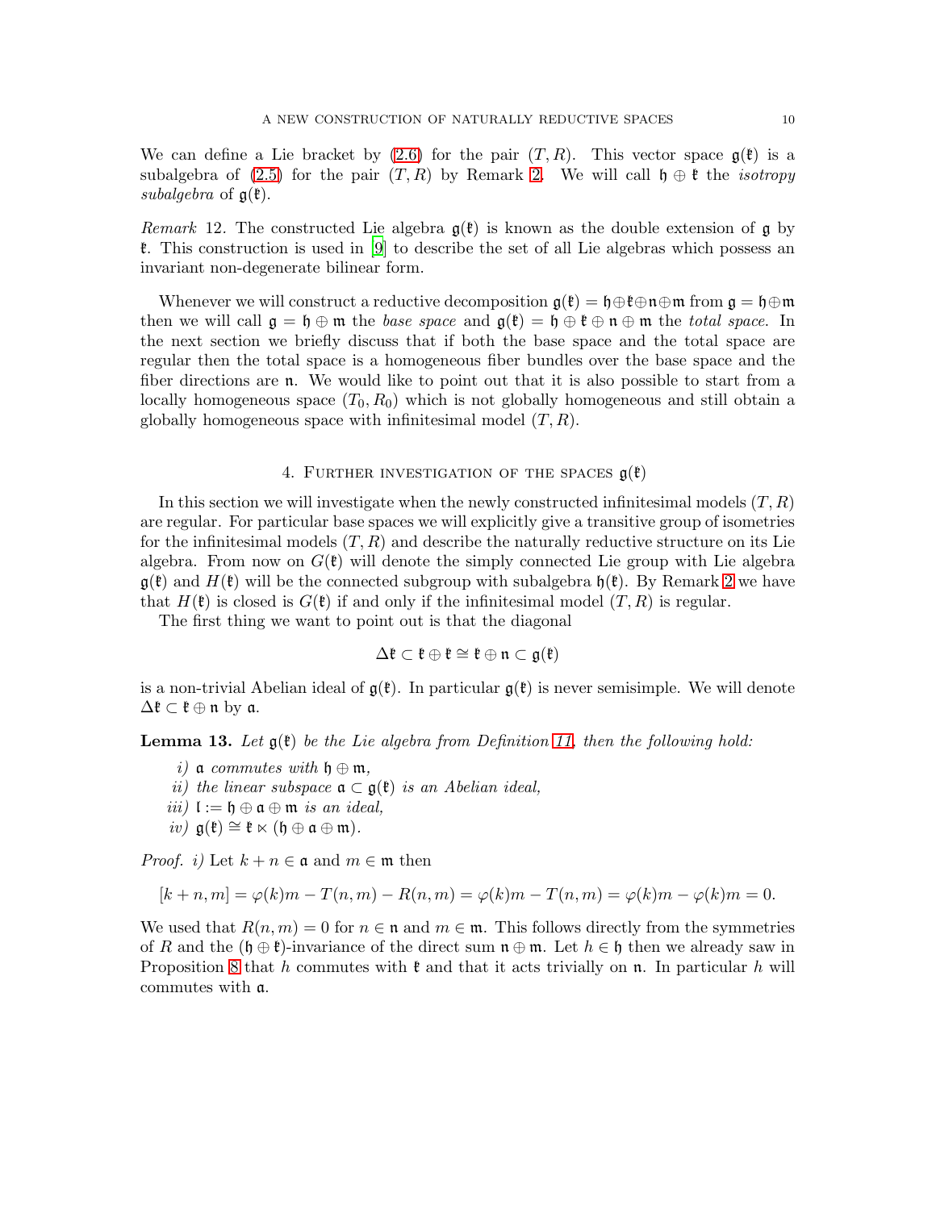We can define a Lie bracket by (2.6) for the pair $(T, R)$. This vector space $\mathfrak{g}(\mathfrak{k})$ is a subalgebra of (2.5) for the pair $(T, R)$ by Remark 2. We will call $\mathfrak{h} \oplus \mathfrak{k}$ the *isotropy subalgebra* of $\mathfrak{g}(\mathfrak{k})$.

*Remark* 12. The constructed Lie algebra $\mathfrak{g}(\mathfrak{k})$ is known as the double extension of $\mathfrak{g}$ by $\mathfrak{k}$. This construction is used in [9] to describe the set of all Lie algebras which possess an invariant non-degenerate bilinear form.

Whenever we will construct a reductive decomposition $\mathfrak{g}(\mathfrak{k}) = \mathfrak{h} \oplus \mathfrak{k} \oplus \mathfrak{n} \oplus \mathfrak{m}$ from $\mathfrak{g} = \mathfrak{h} \oplus \mathfrak{m}$ then we will call $\mathfrak{g} = \mathfrak{h} \oplus \mathfrak{m}$ the *base space* and $\mathfrak{g}(\mathfrak{k}) = \mathfrak{h} \oplus \mathfrak{k} \oplus \mathfrak{n} \oplus \mathfrak{m}$ the *total space.* In the next section we briefly discuss that if both the base space and the total space are regular then the total space is a homogeneous fiber bundles over the base space and the fiber directions are $\mathfrak{n}$. We would like to point out that it is also possible to start from a locally homogeneous space $(T_0, R_0)$ which is not globally homogeneous and still obtain a globally homogeneous space with infinitesimal model $(T, R)$.

## 4. Further investigation of the spaces $\mathfrak{g}(\mathfrak{k})$

In this section we will investigate when the newly constructed infinitesimal models $(T, R)$ are regular. For particular base spaces we will explicitly give a transitive group of isometries for the infinitesimal models $(T, R)$ and describe the naturally reductive structure on its Lie algebra. From now on $G(\mathfrak{k})$ will denote the simply connected Lie group with Lie algebra $\mathfrak{g}(\mathfrak{k})$ and $H(\mathfrak{k})$ will be the connected subgroup with subalgebra $\mathfrak{h}(\mathfrak{k})$. By Remark 2 we have that $H(\mathfrak{k})$ is closed is $G(\mathfrak{k})$ if and only if the infinitesimal model $(T, R)$ is regular.

The first thing we want to point out is that the diagonal

$$\Delta\mathfrak{k} \subset \mathfrak{k} \oplus \mathfrak{k} \cong \mathfrak{k} \oplus \mathfrak{n} \subset \mathfrak{g}(\mathfrak{k})$$

is a non-trivial Abelian ideal of $\mathfrak{g}(\mathfrak{k})$. In particular $\mathfrak{g}(\mathfrak{k})$ is never semisimple. We will denote $\Delta\mathfrak{k} \subset \mathfrak{k} \oplus \mathfrak{n}$ by $\mathfrak{a}$.

**Lemma 13.** *Let $\mathfrak{g}(\mathfrak{k})$ be the Lie algebra from Definition 11, then the following hold:*

*i)* *$\mathfrak{a}$ commutes with $\mathfrak{h} \oplus \mathfrak{m}$,*
*ii)* *the linear subspace $\mathfrak{a} \subset \mathfrak{g}(\mathfrak{k})$ is an Abelian ideal,*
*iii)* *$\mathfrak{l} := \mathfrak{h} \oplus \mathfrak{a} \oplus \mathfrak{m}$ is an ideal,*
*iv)* *$\mathfrak{g}(\mathfrak{k}) \cong \mathfrak{k} \ltimes (\mathfrak{h} \oplus \mathfrak{a} \oplus \mathfrak{m})$.*

*Proof.* *i)* Let $k + n \in \mathfrak{a}$ and $m \in \mathfrak{m}$ then

$$[k + n, m] = \varphi(k)m - T(n, m) - R(n, m) = \varphi(k)m - T(n, m) = \varphi(k)m - \varphi(k)m = 0.$$

We used that $R(n, m) = 0$ for $n \in \mathfrak{n}$ and $m \in \mathfrak{m}$. This follows directly from the symmetries of $R$ and the $(\mathfrak{h} \oplus \mathfrak{k})$-invariance of the direct sum $\mathfrak{n} \oplus \mathfrak{m}$. Let $h \in \mathfrak{h}$ then we already saw in Proposition 8 that $h$ commutes with $\mathfrak{k}$ and that it acts trivially on $\mathfrak{n}$. In particular $h$ will commutes with $\mathfrak{a}$.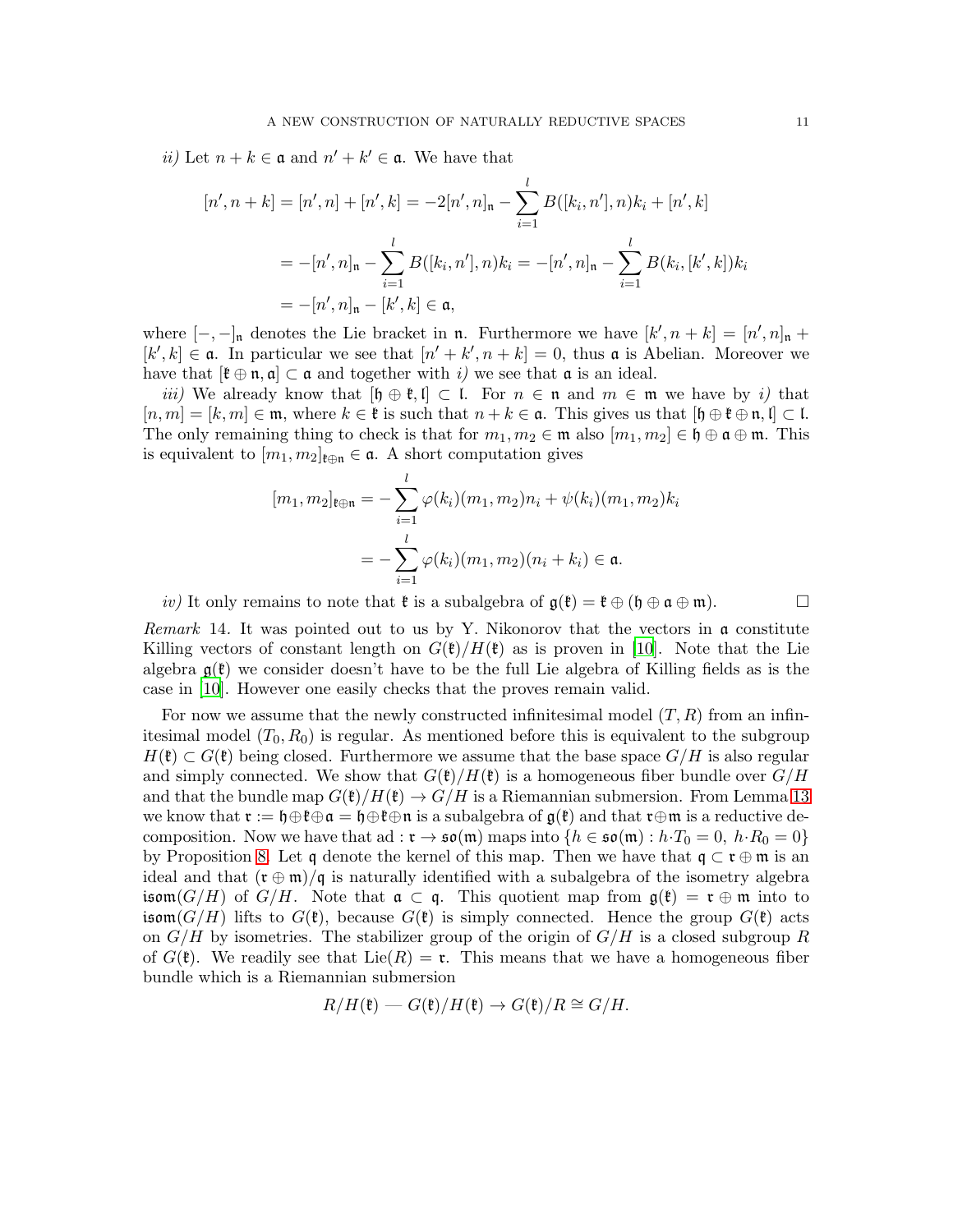*ii)* Let $n+k \in \mathfrak{a}$ and $n'+k' \in \mathfrak{a}$. We have that

$$\begin{aligned}
[n', n+k] &= [n', n] + [n', k] = -2[n', n]_{\mathfrak{n}} - \sum_{i=1}^{l} B([k_i, n'], n)k_i + [n', k] \\
&= -[n', n]_{\mathfrak{n}} - \sum_{i=1}^{l} B([k_i, n'], n)k_i = -[n', n]_{\mathfrak{n}} - \sum_{i=1}^{l} B(k_i, [k', k])k_i \\
&= -[n', n]_{\mathfrak{n}} - [k', k] \in \mathfrak{a},
\end{aligned}$$

where $[-,-]_{\mathfrak{n}}$ denotes the Lie bracket in $\mathfrak{n}$. Furthermore we have $[k', n+k] = [n', n]_{\mathfrak{n}} + [k', k] \in \mathfrak{a}$. In particular we see that $[n'+k', n+k] = 0$, thus $\mathfrak{a}$ is Abelian. Moreover we have that $[\mathfrak{k} \oplus \mathfrak{n}, \mathfrak{a}] \subset \mathfrak{a}$ and together with *i)* we see that $\mathfrak{a}$ is an ideal.

*iii)* We already know that $[\mathfrak{h} \oplus \mathfrak{k}, \mathfrak{l}] \subset \mathfrak{l}$. For $n \in \mathfrak{n}$ and $m \in \mathfrak{m}$ we have by *i)* that $[n, m] = [k, m] \in \mathfrak{m}$, where $k \in \mathfrak{k}$ is such that $n + k \in \mathfrak{a}$. This gives us that $[\mathfrak{h} \oplus \mathfrak{k} \oplus \mathfrak{n}, \mathfrak{l}] \subset \mathfrak{l}$. The only remaining thing to check is that for $m_1, m_2 \in \mathfrak{m}$ also $[m_1, m_2] \in \mathfrak{h} \oplus \mathfrak{a} \oplus \mathfrak{m}$. This is equivalent to $[m_1, m_2]_{\mathfrak{k} \oplus \mathfrak{n}} \in \mathfrak{a}$. A short computation gives

$$\begin{aligned}
[m_1, m_2]_{\mathfrak{k} \oplus \mathfrak{n}} &= -\sum_{i=1}^{l} \varphi(k_i)(m_1, m_2)n_i + \psi(k_i)(m_1, m_2)k_i \\
&= -\sum_{i=1}^{l} \varphi(k_i)(m_1, m_2)(n_i + k_i) \in \mathfrak{a}.
\end{aligned}$$

*iv)* It only remains to note that $\mathfrak{k}$ is a subalgebra of $\mathfrak{g}(\mathfrak{k}) = \mathfrak{k} \oplus (\mathfrak{h} \oplus \mathfrak{a} \oplus \mathfrak{m})$. □

*Remark* 14. It was pointed out to us by Y. Nikonorov that the vectors in $\mathfrak{a}$ constitute Killing vectors of constant length on $G(\mathfrak{k})/H(\mathfrak{k})$ as is proven in [10]. Note that the Lie algebra $\mathfrak{g}(\mathfrak{k})$ we consider doesn't have to be the full Lie algebra of Killing fields as is the case in [10]. However one easily checks that the proves remain valid.

For now we assume that the newly constructed infinitesimal model $(T, R)$ from an infinitesimal model $(T_0, R_0)$ is regular. As mentioned before this is equivalent to the subgroup $H(\mathfrak{k}) \subset G(\mathfrak{k})$ being closed. Furthermore we assume that the base space $G/H$ is also regular and simply connected. We show that $G(\mathfrak{k})/H(\mathfrak{k})$ is a homogeneous fiber bundle over $G/H$ and that the bundle map $G(\mathfrak{k})/H(\mathfrak{k}) \to G/H$ is a Riemannian submersion. From Lemma 13 we know that $\mathfrak{r} := \mathfrak{h} \oplus \mathfrak{k} \oplus \mathfrak{a} = \mathfrak{h} \oplus \mathfrak{k} \oplus \mathfrak{n}$ is a subalgebra of $\mathfrak{g}(\mathfrak{k})$ and that $\mathfrak{r} \oplus \mathfrak{m}$ is a reductive decomposition. Now we have that $\mathrm{ad} : \mathfrak{r} \to \mathfrak{so}(\mathfrak{m})$ maps into $\{h \in \mathfrak{so}(\mathfrak{m}) : h \cdot T_0 = 0,\ h \cdot R_0 = 0\}$ by Proposition 8. Let $\mathfrak{q}$ denote the kernel of this map. Then we have that $\mathfrak{q} \subset \mathfrak{r} \oplus \mathfrak{m}$ is an ideal and that $(\mathfrak{r} \oplus \mathfrak{m})/\mathfrak{q}$ is naturally identified with a subalgebra of the isometry algebra $\mathfrak{isom}(G/H)$ of $G/H$. Note that $\mathfrak{a} \subset \mathfrak{q}$. This quotient map from $\mathfrak{g}(\mathfrak{k}) = \mathfrak{r} \oplus \mathfrak{m}$ into to $\mathfrak{isom}(G/H)$ lifts to $G(\mathfrak{k})$, because $G(\mathfrak{k})$ is simply connected. Hence the group $G(\mathfrak{k})$ acts on $G/H$ by isometries. The stabilizer group of the origin of $G/H$ is a closed subgroup $R$ of $G(\mathfrak{k})$. We readily see that $\mathrm{Lie}(R) = \mathfrak{r}$. This means that we have a homogeneous fiber bundle which is a Riemannian submersion

$$R/H(\mathfrak{k}) \text{ --- } G(\mathfrak{k})/H(\mathfrak{k}) \to G(\mathfrak{k})/R \cong G/H.$$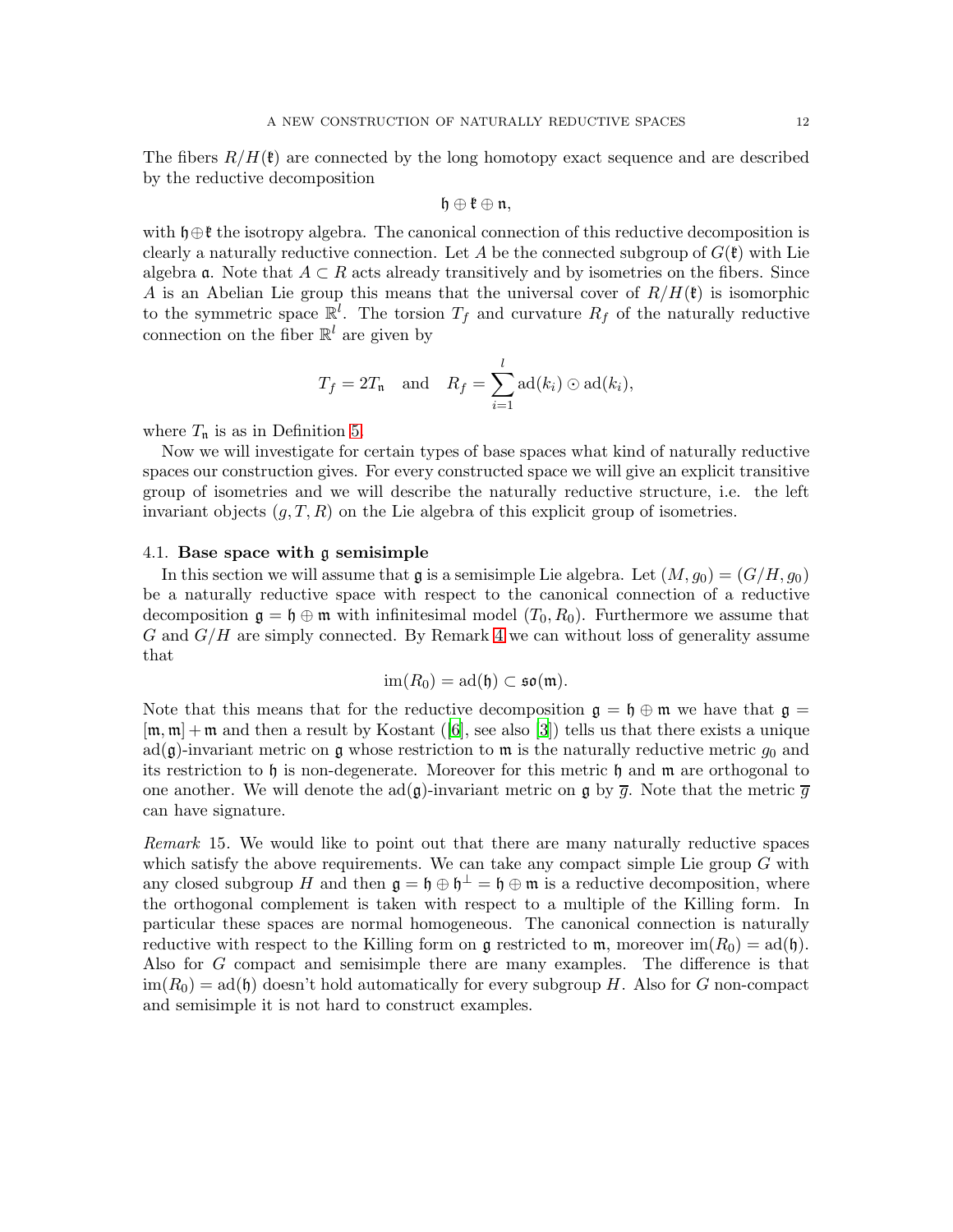The fibers $R/H(\mathfrak{k})$ are connected by the long homotopy exact sequence and are described by the reductive decomposition

$$\mathfrak{h} \oplus \mathfrak{k} \oplus \mathfrak{n},$$

with $\mathfrak{h}\oplus\mathfrak{k}$ the isotropy algebra. The canonical connection of this reductive decomposition is clearly a naturally reductive connection. Let $A$ be the connected subgroup of $G(\mathfrak{k})$ with Lie algebra $\mathfrak{a}$. Note that $A \subset R$ acts already transitively and by isometries on the fibers. Since $A$ is an Abelian Lie group this means that the universal cover of $R/H(\mathfrak{k})$ is isomorphic to the symmetric space $\mathbb{R}^l$. The torsion $T_f$ and curvature $R_f$ of the naturally reductive connection on the fiber $\mathbb{R}^l$ are given by

$$T_f = 2T_{\mathfrak{n}} \quad \text{and} \quad R_f = \sum_{i=1}^{l} \mathrm{ad}(k_i) \odot \mathrm{ad}(k_i),$$

where $T_{\mathfrak{n}}$ is as in Definition 5.

Now we will investigate for certain types of base spaces what kind of naturally reductive spaces our construction gives. For every constructed space we will give an explicit transitive group of isometries and we will describe the naturally reductive structure, i.e. the left invariant objects $(g, T, R)$ on the Lie algebra of this explicit group of isometries.

### 4.1. Base space with $\mathfrak{g}$ semisimple

In this section we will assume that $\mathfrak{g}$ is a semisimple Lie algebra. Let $(M, g_0) = (G/H, g_0)$ be a naturally reductive space with respect to the canonical connection of a reductive decomposition $\mathfrak{g} = \mathfrak{h} \oplus \mathfrak{m}$ with infinitesimal model $(T_0, R_0)$. Furthermore we assume that $G$ and $G/H$ are simply connected. By Remark 4 we can without loss of generality assume that

$$\mathrm{im}(R_0) = \mathrm{ad}(\mathfrak{h}) \subset \mathfrak{so}(\mathfrak{m}).$$

Note that this means that for the reductive decomposition $\mathfrak{g} = \mathfrak{h} \oplus \mathfrak{m}$ we have that $\mathfrak{g} = [\mathfrak{m}, \mathfrak{m}] + \mathfrak{m}$ and then a result by Kostant ([6], see also [3]) tells us that there exists a unique $\mathrm{ad}(\mathfrak{g})$-invariant metric on $\mathfrak{g}$ whose restriction to $\mathfrak{m}$ is the naturally reductive metric $g_0$ and its restriction to $\mathfrak{h}$ is non-degenerate. Moreover for this metric $\mathfrak{h}$ and $\mathfrak{m}$ are orthogonal to one another. We will denote the $\mathrm{ad}(\mathfrak{g})$-invariant metric on $\mathfrak{g}$ by $\overline{g}$. Note that the metric $\overline{g}$ can have signature.

*Remark* 15. We would like to point out that there are many naturally reductive spaces which satisfy the above requirements. We can take any compact simple Lie group $G$ with any closed subgroup $H$ and then $\mathfrak{g} = \mathfrak{h} \oplus \mathfrak{h}^{\perp} = \mathfrak{h} \oplus \mathfrak{m}$ is a reductive decomposition, where the orthogonal complement is taken with respect to a multiple of the Killing form. In particular these spaces are normal homogeneous. The canonical connection is naturally reductive with respect to the Killing form on $\mathfrak{g}$ restricted to $\mathfrak{m}$, moreover $\mathrm{im}(R_0) = \mathrm{ad}(\mathfrak{h})$. Also for $G$ compact and semisimple there are many examples. The difference is that $\mathrm{im}(R_0) = \mathrm{ad}(\mathfrak{h})$ doesn't hold automatically for every subgroup $H$. Also for $G$ non-compact and semisimple it is not hard to construct examples.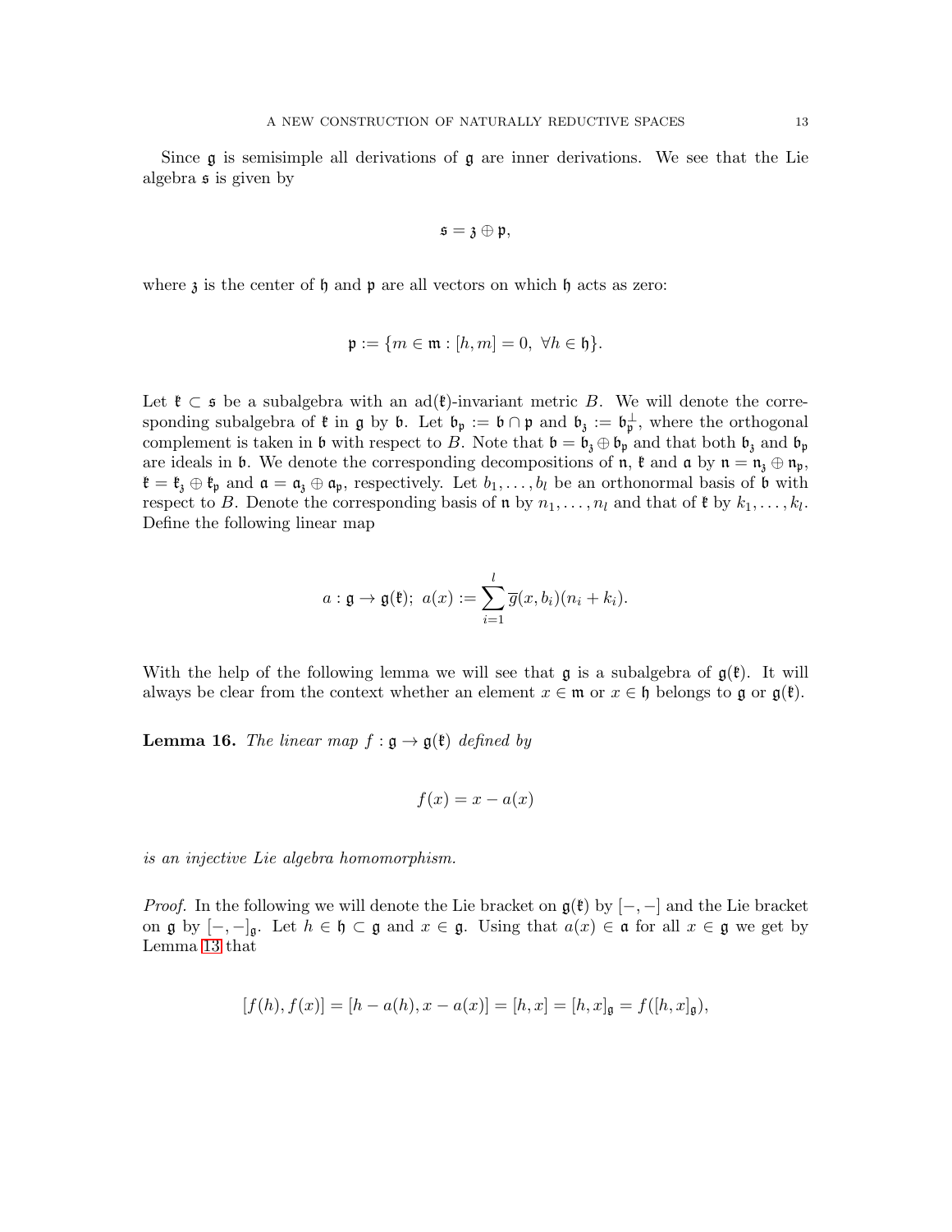Since $\mathfrak{g}$ is semisimple all derivations of $\mathfrak{g}$ are inner derivations. We see that the Lie algebra $\mathfrak{s}$ is given by

$$\mathfrak{s} = \mathfrak{z} \oplus \mathfrak{p},$$

where $\mathfrak{z}$ is the center of $\mathfrak{h}$ and $\mathfrak{p}$ are all vectors on which $\mathfrak{h}$ acts as zero:

$$\mathfrak{p} := \{m \in \mathfrak{m} : [h, m] = 0, \ \forall h \in \mathfrak{h}\}.$$

Let $\mathfrak{k} \subset \mathfrak{s}$ be a subalgebra with an $\mathrm{ad}(\mathfrak{k})$-invariant metric $B$. We will denote the corresponding subalgebra of $\mathfrak{k}$ in $\mathfrak{g}$ by $\mathfrak{b}$. Let $\mathfrak{b}_{\mathfrak{p}} := \mathfrak{b} \cap \mathfrak{p}$ and $\mathfrak{b}_{\mathfrak{z}} := \mathfrak{b}_{\mathfrak{p}}^{\perp}$, where the orthogonal complement is taken in $\mathfrak{b}$ with respect to $B$. Note that $\mathfrak{b} = \mathfrak{b}_{\mathfrak{z}} \oplus \mathfrak{b}_{\mathfrak{p}}$ and that both $\mathfrak{b}_{\mathfrak{z}}$ and $\mathfrak{b}_{\mathfrak{p}}$ are ideals in $\mathfrak{b}$. We denote the corresponding decompositions of $\mathfrak{n}$, $\mathfrak{k}$ and $\mathfrak{a}$ by $\mathfrak{n} = \mathfrak{n}_{\mathfrak{z}} \oplus \mathfrak{n}_{\mathfrak{p}}$, $\mathfrak{k} = \mathfrak{k}_{\mathfrak{z}} \oplus \mathfrak{k}_{\mathfrak{p}}$ and $\mathfrak{a} = \mathfrak{a}_{\mathfrak{z}} \oplus \mathfrak{a}_{\mathfrak{p}}$, respectively. Let $b_1, \ldots, b_l$ be an orthonormal basis of $\mathfrak{b}$ with respect to $B$. Denote the corresponding basis of $\mathfrak{n}$ by $n_1, \ldots, n_l$ and that of $\mathfrak{k}$ by $k_1, \ldots, k_l$. Define the following linear map

$$a : \mathfrak{g} \to \mathfrak{g}(\mathfrak{k}); \ a(x) := \sum_{i=1}^{l} \overline{g}(x, b_i)(n_i + k_i).$$

With the help of the following lemma we will see that $\mathfrak{g}$ is a subalgebra of $\mathfrak{g}(\mathfrak{k})$. It will always be clear from the context whether an element $x \in \mathfrak{m}$ or $x \in \mathfrak{h}$ belongs to $\mathfrak{g}$ or $\mathfrak{g}(\mathfrak{k})$.

**Lemma 16.** *The linear map $f : \mathfrak{g} \to \mathfrak{g}(\mathfrak{k})$ defined by*

$$f(x) = x - a(x)$$

*is an injective Lie algebra homomorphism.*

*Proof.* In the following we will denote the Lie bracket on $\mathfrak{g}(\mathfrak{k})$ by $[-,-]$ and the Lie bracket on $\mathfrak{g}$ by $[-,-]_{\mathfrak{g}}$. Let $h \in \mathfrak{h} \subset \mathfrak{g}$ and $x \in \mathfrak{g}$. Using that $a(x) \in \mathfrak{a}$ for all $x \in \mathfrak{g}$ we get by Lemma 13 that

$$[f(h), f(x)] = [h - a(h), x - a(x)] = [h, x] = [h, x]_{\mathfrak{g}} = f([h, x]_{\mathfrak{g}}),$$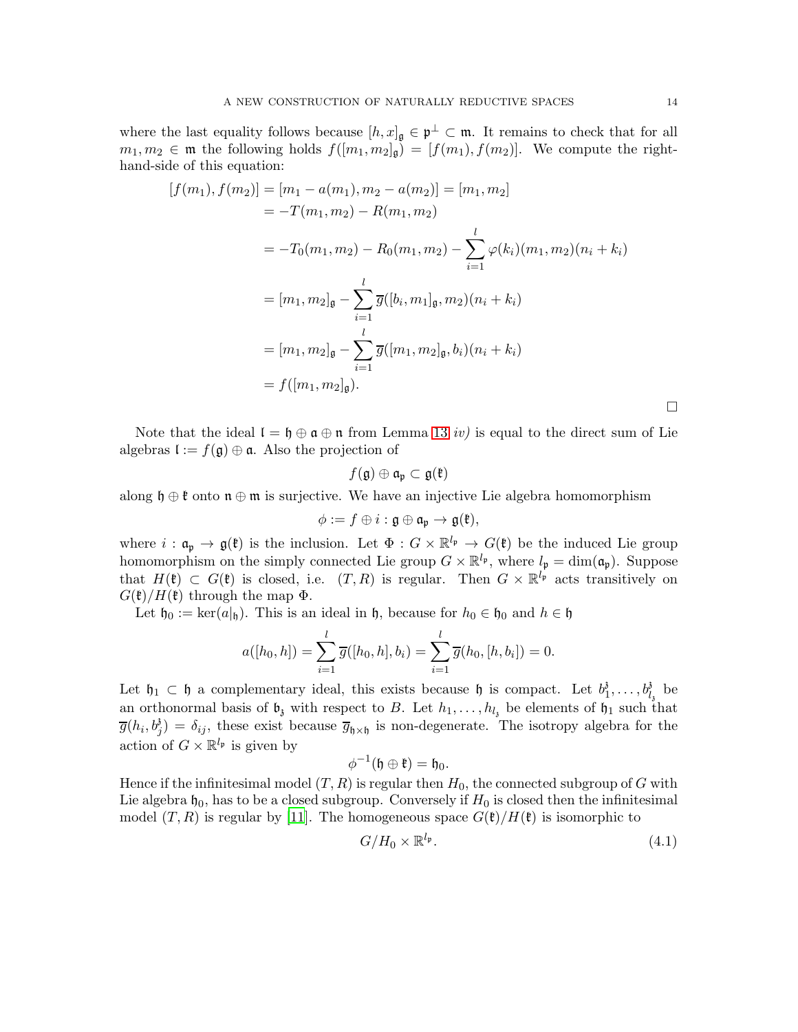where the last equality follows because $[h,x]_{\mathfrak{g}} \in \mathfrak{p}^{\perp} \subset \mathfrak{m}$. It remains to check that for all $m_1, m_2 \in \mathfrak{m}$ the following holds $f([m_1,m_2]_{\mathfrak{g}}) = [f(m_1), f(m_2)]$. We compute the right-hand-side of this equation:

$$
\begin{aligned}
[f(m_1), f(m_2)] &= [m_1 - a(m_1), m_2 - a(m_2)] = [m_1, m_2] \\
&= -T(m_1,m_2) - R(m_1,m_2) \\
&= -T_0(m_1,m_2) - R_0(m_1,m_2) - \sum_{i=1}^{l} \varphi(k_i)(m_1,m_2)(n_i + k_i) \\
&= [m_1,m_2]_{\mathfrak{g}} - \sum_{i=1}^{l} \overline{g}([b_i, m_1]_{\mathfrak{g}}, m_2)(n_i + k_i) \\
&= [m_1,m_2]_{\mathfrak{g}} - \sum_{i=1}^{l} \overline{g}([m_1, m_2]_{\mathfrak{g}}, b_i)(n_i + k_i) \\
&= f([m_1,m_2]_{\mathfrak{g}}).
\end{aligned}
$$

□

Note that the ideal $\mathfrak{l} = \mathfrak{h} \oplus \mathfrak{a} \oplus \mathfrak{n}$ from Lemma 13 *iv)* is equal to the direct sum of Lie algebras $\mathfrak{l} := f(\mathfrak{g}) \oplus \mathfrak{a}$. Also the projection of

$$f(\mathfrak{g}) \oplus \mathfrak{a}_{\mathfrak{p}} \subset \mathfrak{g}(\mathfrak{k})$$

along $\mathfrak{h} \oplus \mathfrak{k}$ onto $\mathfrak{n} \oplus \mathfrak{m}$ is surjective. We have an injective Lie algebra homomorphism

$$\phi := f \oplus i : \mathfrak{g} \oplus \mathfrak{a}_{\mathfrak{p}} \to \mathfrak{g}(\mathfrak{k}),$$

where $i : \mathfrak{a}_{\mathfrak{p}} \to \mathfrak{g}(\mathfrak{k})$ is the inclusion. Let $\Phi : G \times \mathbb{R}^{l_{\mathfrak{p}}} \to G(\mathfrak{k})$ be the induced Lie group homomorphism on the simply connected Lie group $G \times \mathbb{R}^{l_{\mathfrak{p}}}$, where $l_{\mathfrak{p}} = \dim(\mathfrak{a}_{\mathfrak{p}})$. Suppose that $H(\mathfrak{k}) \subset G(\mathfrak{k})$ is closed, i.e. $(T,R)$ is regular. Then $G \times \mathbb{R}^{l_{\mathfrak{p}}}$ acts transitively on $G(\mathfrak{k})/H(\mathfrak{k})$ through the map $\Phi$.

Let $\mathfrak{h}_0 := \ker(a|_{\mathfrak{h}})$. This is an ideal in $\mathfrak{h}$, because for $h_0 \in \mathfrak{h}_0$ and $h \in \mathfrak{h}$

$$a([h_0,h]) = \sum_{i=1}^{l} \overline{g}([h_0,h], b_i) = \sum_{i=1}^{l} \overline{g}(h_0, [h, b_i]) = 0.$$

Let $\mathfrak{h}_1 \subset \mathfrak{h}$ a complementary ideal, this exists because $\mathfrak{h}$ is compact. Let $b_1^{\mathfrak{z}}, \ldots, b_{l_{\mathfrak{z}}}^{\mathfrak{z}}$ be an orthonormal basis of $\mathfrak{b}_{\mathfrak{z}}$ with respect to $B$. Let $h_1, \ldots, h_{l_{\mathfrak{z}}}$ be elements of $\mathfrak{h}_1$ such that $\overline{g}(h_i, b_j^{\mathfrak{z}}) = \delta_{ij}$, these exist because $\overline{g}_{\mathfrak{h}\times\mathfrak{h}}$ is non-degenerate. The isotropy algebra for the action of $G \times \mathbb{R}^{l_{\mathfrak{p}}}$ is given by

$$\phi^{-1}(\mathfrak{h} \oplus \mathfrak{k}) = \mathfrak{h}_0.$$

Hence if the infinitesimal model $(T,R)$ is regular then $H_0$, the connected subgroup of $G$ with Lie algebra $\mathfrak{h}_0$, has to be a closed subgroup. Conversely if $H_0$ is closed then the infinitesimal model $(T,R)$ is regular by [11]. The homogeneous space $G(\mathfrak{k})/H(\mathfrak{k})$ is isomorphic to

$$G/H_0 \times \mathbb{R}^{l_{\mathfrak{p}}}. \tag{4.1}$$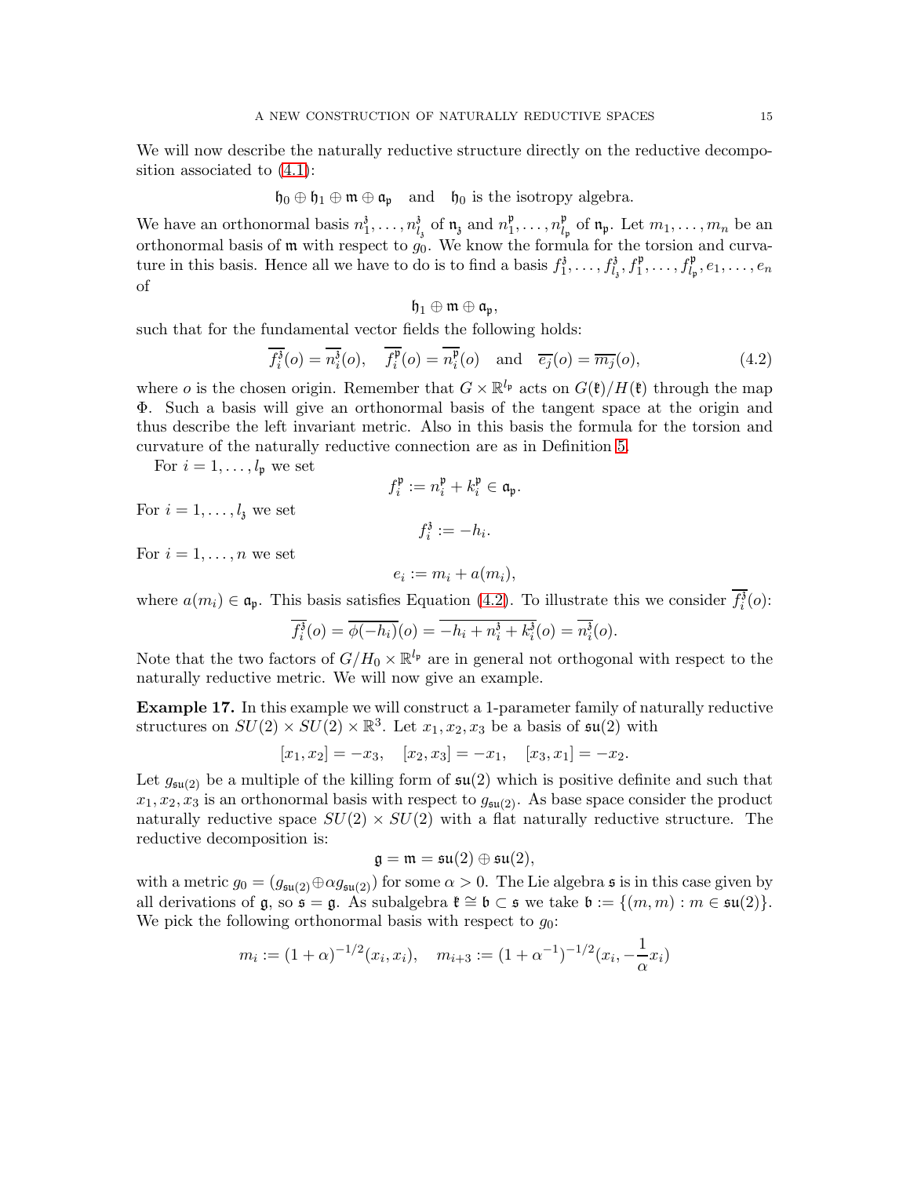We will now describe the naturally reductive structure directly on the reductive decomposition associated to (4.1):

$$\mathfrak{h}_0 \oplus \mathfrak{h}_1 \oplus \mathfrak{m} \oplus \mathfrak{a}_{\mathfrak{p}} \quad \text{and} \quad \mathfrak{h}_0 \text{ is the isotropy algebra.}$$

We have an orthonormal basis $n_1^{\mathfrak{z}}, \dots, n_{l_{\mathfrak{z}}}^{\mathfrak{z}}$ of $\mathfrak{n}_{\mathfrak{z}}$ and $n_1^{\mathfrak{p}}, \dots, n_{l_{\mathfrak{p}}}^{\mathfrak{p}}$ of $\mathfrak{n}_{\mathfrak{p}}$. Let $m_1, \dots, m_n$ be an orthonormal basis of $\mathfrak{m}$ with respect to $g_0$. We know the formula for the torsion and curvature in this basis. Hence all we have to do is to find a basis $f_1^{\mathfrak{z}}, \dots, f_{l_{\mathfrak{z}}}^{\mathfrak{z}}, f_1^{\mathfrak{p}}, \dots, f_{l_{\mathfrak{p}}}^{\mathfrak{p}}, e_1, \dots, e_n$ of

$$\mathfrak{h}_1 \oplus \mathfrak{m} \oplus \mathfrak{a}_{\mathfrak{p}},$$

such that for the fundamental vector fields the following holds:

$$\overline{f_i^{\mathfrak{z}}}(o) = \overline{n_i^{\mathfrak{z}}}(o), \quad \overline{f_i^{\mathfrak{p}}}(o) = \overline{n_i^{\mathfrak{p}}}(o) \quad \text{and} \quad \overline{e_j}(o) = \overline{m_j}(o), \tag{4.2}$$

where $o$ is the chosen origin. Remember that $G \times \mathbb{R}^{l_{\mathfrak{p}}}$ acts on $G(\mathfrak{k})/H(\mathfrak{k})$ through the map $\Phi$. Such a basis will give an orthonormal basis of the tangent space at the origin and thus describe the left invariant metric. Also in this basis the formula for the torsion and curvature of the naturally reductive connection are as in Definition 5.

For $i = 1, \dots, l_{\mathfrak{p}}$ we set

$$f_i^{\mathfrak{p}} := n_i^{\mathfrak{p}} + k_i^{\mathfrak{p}} \in \mathfrak{a}_{\mathfrak{p}}.$$

For $i = 1, \dots, l_{\mathfrak{z}}$ we set

$$f_i^{\mathfrak{z}} := -h_i.$$

For $i = 1, \dots, n$ we set

$$e_i := m_i + a(m_i),$$

where $a(m_i) \in \mathfrak{a}_{\mathfrak{p}}$. This basis satisfies Equation (4.2). To illustrate this we consider $\overline{f_i^{\mathfrak{z}}}(o)$:

$$\overline{f_i^{\mathfrak{z}}}(o) = \overline{\phi(-h_i)}(o) = \overline{-h_i + n_i^{\mathfrak{z}} + k_i^{\mathfrak{z}}}(o) = \overline{n_i^{\mathfrak{z}}}(o).$$

Note that the two factors of $G/H_0 \times \mathbb{R}^{l_{\mathfrak{p}}}$ are in general not orthogonal with respect to the naturally reductive metric. We will now give an example.

**Example 17.** In this example we will construct a 1-parameter family of naturally reductive structures on $SU(2) \times SU(2) \times \mathbb{R}^3$. Let $x_1, x_2, x_3$ be a basis of $\mathfrak{su}(2)$ with

$$[x_1, x_2] = -x_3, \quad [x_2, x_3] = -x_1, \quad [x_3, x_1] = -x_2.$$

Let $g_{\mathfrak{su}(2)}$ be a multiple of the killing form of $\mathfrak{su}(2)$ which is positive definite and such that $x_1, x_2, x_3$ is an orthonormal basis with respect to $g_{\mathfrak{su}(2)}$. As base space consider the product naturally reductive space $SU(2) \times SU(2)$ with a flat naturally reductive structure. The reductive decomposition is:

$$\mathfrak{g} = \mathfrak{m} = \mathfrak{su}(2) \oplus \mathfrak{su}(2),$$

with a metric $g_0 = (g_{\mathfrak{su}(2)} \oplus \alpha g_{\mathfrak{su}(2)})$ for some $\alpha > 0$. The Lie algebra $\mathfrak{s}$ is in this case given by all derivations of $\mathfrak{g}$, so $\mathfrak{s} = \mathfrak{g}$. As subalgebra $\mathfrak{k} \cong \mathfrak{b} \subset \mathfrak{s}$ we take $\mathfrak{b} := \{(m, m) : m \in \mathfrak{su}(2)\}$. We pick the following orthonormal basis with respect to $g_0$:

$$m_i := (1 + \alpha)^{-1/2}(x_i, x_i), \quad m_{i+3} := (1 + \alpha^{-1})^{-1/2}(x_i, -\frac{1}{\alpha}x_i)$$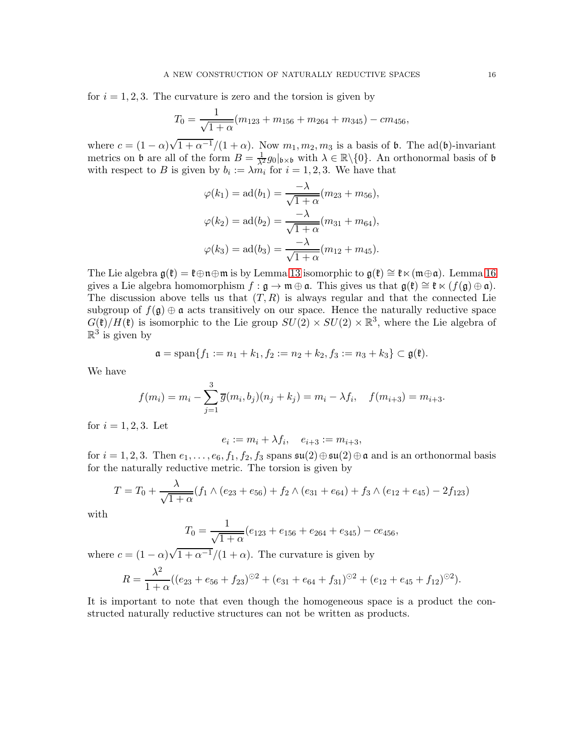for $i = 1, 2, 3$. The curvature is zero and the torsion is given by

$$T_0 = \frac{1}{\sqrt{1+\alpha}}(m_{123} + m_{156} + m_{264} + m_{345}) - cm_{456},$$

where $c = (1-\alpha)\sqrt{1+\alpha^{-1}}/(1+\alpha)$. Now $m_1, m_2, m_3$ is a basis of $\mathfrak{b}$. The $\mathrm{ad}(\mathfrak{b})$-invariant metrics on $\mathfrak{b}$ are all of the form $B = \frac{1}{\lambda^2} g_0|_{\mathfrak{b}\times\mathfrak{b}}$ with $\lambda \in \mathbb{R}\backslash\{0\}$. An orthonormal basis of $\mathfrak{b}$ with respect to $B$ is given by $b_i := \lambda m_i$ for $i = 1, 2, 3$. We have that

$$\varphi(k_1) = \mathrm{ad}(b_1) = \frac{-\lambda}{\sqrt{1+\alpha}}(m_{23} + m_{56}),$$
$$\varphi(k_2) = \mathrm{ad}(b_2) = \frac{-\lambda}{\sqrt{1+\alpha}}(m_{31} + m_{64}),$$
$$\varphi(k_3) = \mathrm{ad}(b_3) = \frac{-\lambda}{\sqrt{1+\alpha}}(m_{12} + m_{45}).$$

The Lie algebra $\mathfrak{g}(\mathfrak{k}) = \mathfrak{k} \oplus \mathfrak{n} \oplus \mathfrak{m}$ is by Lemma 13 isomorphic to $\mathfrak{g}(\mathfrak{k}) \cong \mathfrak{k} \ltimes (\mathfrak{m} \oplus \mathfrak{a})$. Lemma 16 gives a Lie algebra homomorphism $f : \mathfrak{g} \to \mathfrak{m} \oplus \mathfrak{a}$. This gives us that $\mathfrak{g}(\mathfrak{k}) \cong \mathfrak{k} \ltimes (f(\mathfrak{g}) \oplus \mathfrak{a})$. The discussion above tells us that $(T, R)$ is always regular and that the connected Lie subgroup of $f(\mathfrak{g}) \oplus \mathfrak{a}$ acts transitively on our space. Hence the naturally reductive space $G(\mathfrak{k})/H(\mathfrak{k})$ is isomorphic to the Lie group $SU(2) \times SU(2) \times \mathbb{R}^3$, where the Lie algebra of $\mathbb{R}^3$ is given by

$$\mathfrak{a} = \mathrm{span}\{f_1 := n_1 + k_1, f_2 := n_2 + k_2, f_3 := n_3 + k_3\} \subset \mathfrak{g}(\mathfrak{k}).$$

We have

$$f(m_i) = m_i - \sum_{j=1}^{3} \overline{g}(m_i, b_j)(n_j + k_j) = m_i - \lambda f_i, \quad f(m_{i+3}) = m_{i+3}.$$

for $i = 1, 2, 3$. Let

$$e_i := m_i + \lambda f_i, \quad e_{i+3} := m_{i+3},$$

for $i = 1, 2, 3$. Then $e_1, \ldots, e_6, f_1, f_2, f_3$ spans $\mathfrak{su}(2) \oplus \mathfrak{su}(2) \oplus \mathfrak{a}$ and is an orthonormal basis for the naturally reductive metric. The torsion is given by

$$T = T_0 + \frac{\lambda}{\sqrt{1+\alpha}}(f_1 \wedge (e_{23} + e_{56}) + f_2 \wedge (e_{31} + e_{64}) + f_3 \wedge (e_{12} + e_{45}) - 2f_{123})$$

with

$$T_0 = \frac{1}{\sqrt{1+\alpha}}(e_{123} + e_{156} + e_{264} + e_{345}) - ce_{456},$$

where $c = (1-\alpha)\sqrt{1+\alpha^{-1}}/(1+\alpha)$. The curvature is given by

$$R = \frac{\lambda^2}{1+\alpha}((e_{23} + e_{56} + f_{23})^{\odot 2} + (e_{31} + e_{64} + f_{31})^{\odot 2} + (e_{12} + e_{45} + f_{12})^{\odot 2}).$$

It is important to note that even though the homogeneous space is a product the constructed naturally reductive structures can not be written as products.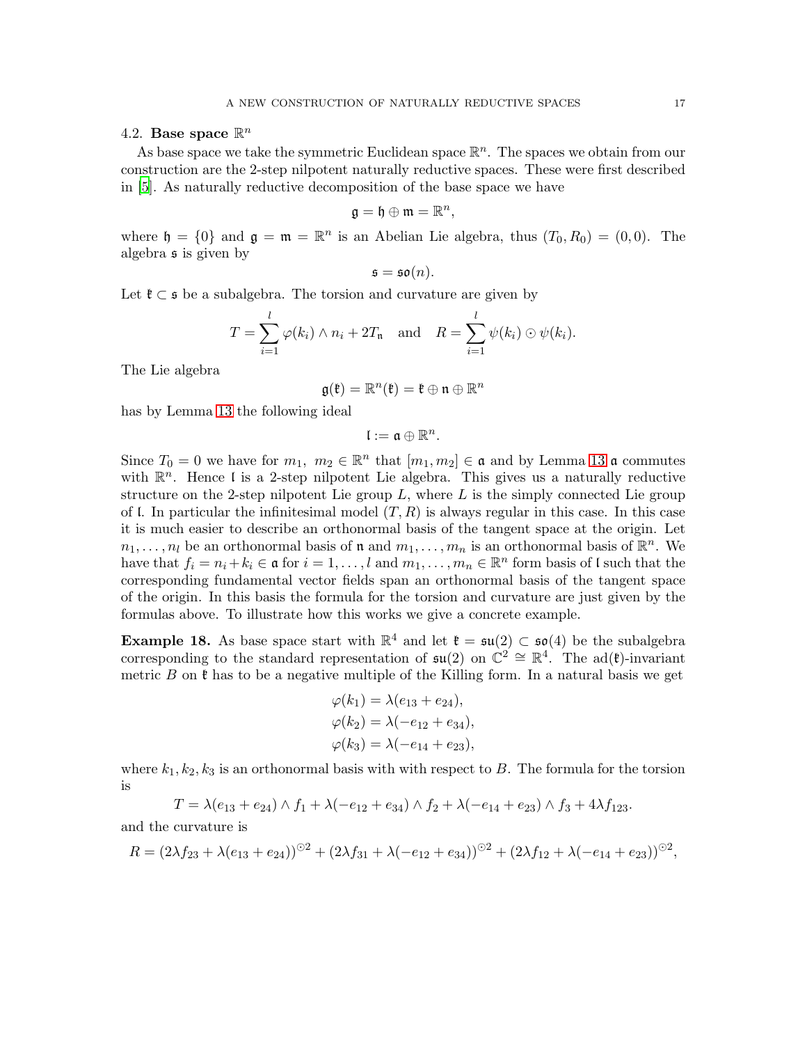### 4.2. Base space $\mathbb{R}^n$

As base space we take the symmetric Euclidean space $\mathbb{R}^n$. The spaces we obtain from our construction are the 2-step nilpotent naturally reductive spaces. These were first described in [5]. As naturally reductive decomposition of the base space we have

$$\mathfrak{g} = \mathfrak{h} \oplus \mathfrak{m} = \mathbb{R}^n,$$

where $\mathfrak{h} = \{0\}$ and $\mathfrak{g} = \mathfrak{m} = \mathbb{R}^n$ is an Abelian Lie algebra, thus $(T_0, R_0) = (0, 0)$. The algebra $\mathfrak{s}$ is given by

$$\mathfrak{s} = \mathfrak{so}(n).$$

Let $\mathfrak{k} \subset \mathfrak{s}$ be a subalgebra. The torsion and curvature are given by

$$T = \sum_{i=1}^{l} \varphi(k_i) \wedge n_i + 2T_{\mathfrak{n}} \quad \text{and} \quad R = \sum_{i=1}^{l} \psi(k_i) \odot \psi(k_i).$$

The Lie algebra

$$\mathfrak{g}(\mathfrak{k}) = \mathbb{R}^n(\mathfrak{k}) = \mathfrak{k} \oplus \mathfrak{n} \oplus \mathbb{R}^n$$

has by Lemma 13 the following ideal

$$\mathfrak{l} := \mathfrak{a} \oplus \mathbb{R}^n.$$

Since $T_0 = 0$ we have for $m_1,\ m_2 \in \mathbb{R}^n$ that $[m_1, m_2] \in \mathfrak{a}$ and by Lemma 13 $\mathfrak{a}$ commutes with $\mathbb{R}^n$. Hence $\mathfrak{l}$ is a 2-step nilpotent Lie algebra. This gives us a naturally reductive structure on the 2-step nilpotent Lie group $L$, where $L$ is the simply connected Lie group of $\mathfrak{l}$. In particular the infinitesimal model $(T, R)$ is always regular in this case. In this case it is much easier to describe an orthonormal basis of the tangent space at the origin. Let $n_1, \ldots, n_l$ be an orthonormal basis of $\mathfrak{n}$ and $m_1, \ldots, m_n$ is an orthonormal basis of $\mathbb{R}^n$. We have that $f_i = n_i + k_i \in \mathfrak{a}$ for $i = 1, \ldots, l$ and $m_1, \ldots, m_n \in \mathbb{R}^n$ form basis of $\mathfrak{l}$ such that the corresponding fundamental vector fields span an orthonormal basis of the tangent space of the origin. In this basis the formula for the torsion and curvature are just given by the formulas above. To illustrate how this works we give a concrete example.

**Example 18.** As base space start with $\mathbb{R}^4$ and let $\mathfrak{k} = \mathfrak{su}(2) \subset \mathfrak{so}(4)$ be the subalgebra corresponding to the standard representation of $\mathfrak{su}(2)$ on $\mathbb{C}^2 \cong \mathbb{R}^4$. The $\mathrm{ad}(\mathfrak{k})$-invariant metric $B$ on $\mathfrak{k}$ has to be a negative multiple of the Killing form. In a natural basis we get

$$\begin{aligned}
\varphi(k_1) &= \lambda(e_{13} + e_{24}),\\
\varphi(k_2) &= \lambda(-e_{12} + e_{34}),\\
\varphi(k_3) &= \lambda(-e_{14} + e_{23}),
\end{aligned}$$

where $k_1, k_2, k_3$ is an orthonormal basis with with respect to $B$. The formula for the torsion is

$$T = \lambda(e_{13} + e_{24}) \wedge f_1 + \lambda(-e_{12} + e_{34}) \wedge f_2 + \lambda(-e_{14} + e_{23}) \wedge f_3 + 4\lambda f_{123}.$$

and the curvature is

$$R = (2\lambda f_{23} + \lambda(e_{13} + e_{24}))^{\odot 2} + (2\lambda f_{31} + \lambda(-e_{12} + e_{34}))^{\odot 2} + (2\lambda f_{12} + \lambda(-e_{14} + e_{23}))^{\odot 2},$$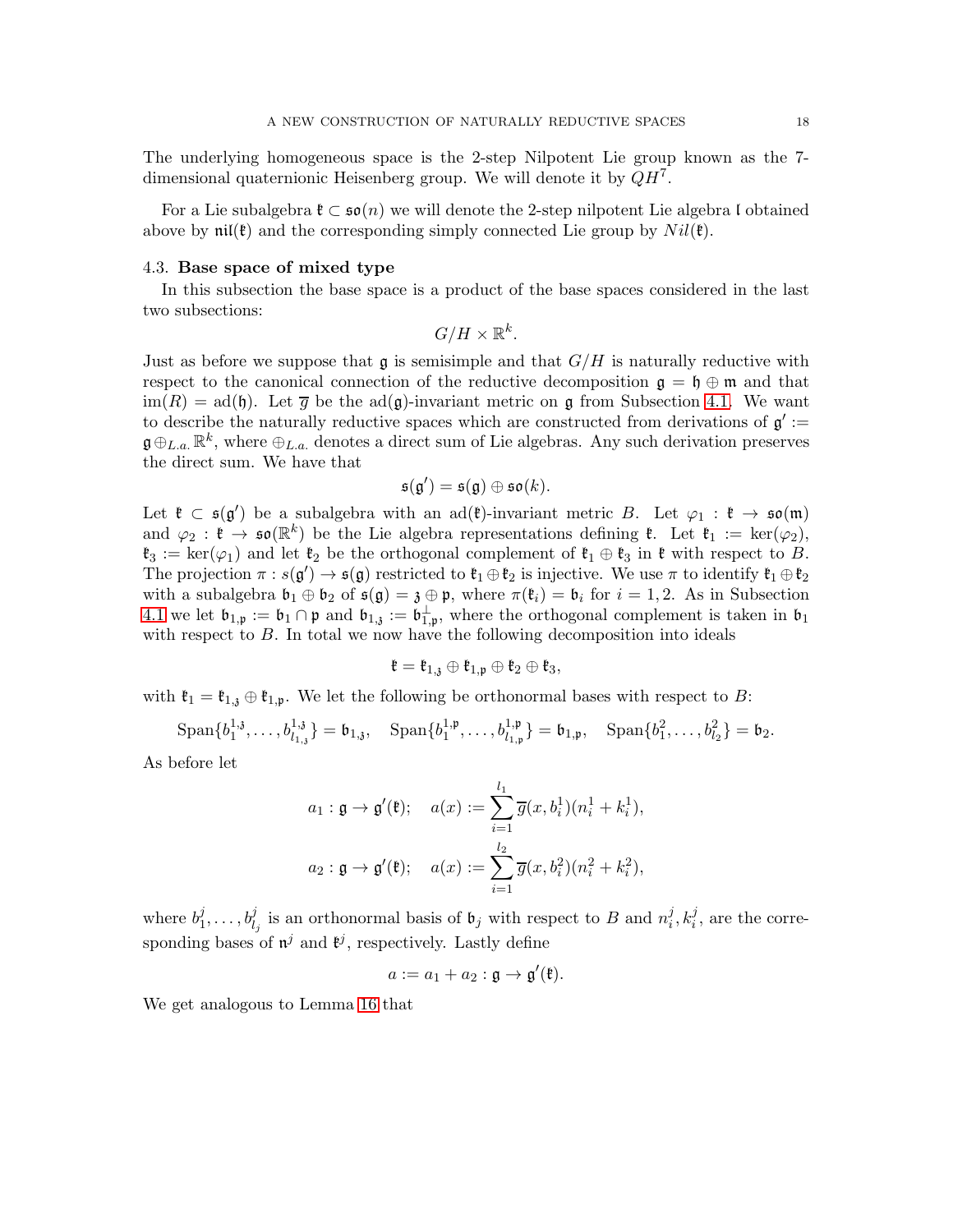The underlying homogeneous space is the 2-step Nilpotent Lie group known as the 7-dimensional quaternionic Heisenberg group. We will denote it by $QH^7$.

For a Lie subalgebra $\mathfrak{k} \subset \mathfrak{so}(n)$ we will denote the 2-step nilpotent Lie algebra $\mathfrak{l}$ obtained above by $\mathfrak{nil}(\mathfrak{k})$ and the corresponding simply connected Lie group by $Nil(\mathfrak{k})$.

### 4.3. Base space of mixed type

In this subsection the base space is a product of the base spaces considered in the last two subsections:

$$G/H \times \mathbb{R}^k.$$

Just as before we suppose that $\mathfrak{g}$ is semisimple and that $G/H$ is naturally reductive with respect to the canonical connection of the reductive decomposition $\mathfrak{g} = \mathfrak{h} \oplus \mathfrak{m}$ and that $\mathrm{im}(R) = \mathrm{ad}(\mathfrak{h})$. Let $\overline{g}$ be the $\mathrm{ad}(\mathfrak{g})$-invariant metric on $\mathfrak{g}$ from Subsection 4.1. We want to describe the naturally reductive spaces which are constructed from derivations of $\mathfrak{g}' := \mathfrak{g} \oplus_{L.a.} \mathbb{R}^k$, where $\oplus_{L.a.}$ denotes a direct sum of Lie algebras. Any such derivation preserves the direct sum. We have that

$$\mathfrak{s}(\mathfrak{g}') = \mathfrak{s}(\mathfrak{g}) \oplus \mathfrak{so}(k).$$

Let $\mathfrak{k} \subset \mathfrak{s}(\mathfrak{g}')$ be a subalgebra with an $\mathrm{ad}(\mathfrak{k})$-invariant metric $B$. Let $\varphi_1 : \mathfrak{k} \to \mathfrak{so}(\mathfrak{m})$ and $\varphi_2 : \mathfrak{k} \to \mathfrak{so}(\mathbb{R}^k)$ be the Lie algebra representations defining $\mathfrak{k}$. Let $\mathfrak{k}_1 := \ker(\varphi_2)$, $\mathfrak{k}_3 := \ker(\varphi_1)$ and let $\mathfrak{k}_2$ be the orthogonal complement of $\mathfrak{k}_1 \oplus \mathfrak{k}_3$ in $\mathfrak{k}$ with respect to $B$. The projection $\pi : s(\mathfrak{g}') \to \mathfrak{s}(\mathfrak{g})$ restricted to $\mathfrak{k}_1 \oplus \mathfrak{k}_2$ is injective. We use $\pi$ to identify $\mathfrak{k}_1 \oplus \mathfrak{k}_2$ with a subalgebra $\mathfrak{b}_1 \oplus \mathfrak{b}_2$ of $\mathfrak{s}(\mathfrak{g}) = \mathfrak{z} \oplus \mathfrak{p}$, where $\pi(\mathfrak{k}_i) = \mathfrak{b}_i$ for $i = 1, 2$. As in Subsection 4.1 we let $\mathfrak{b}_{1,\mathfrak{p}} := \mathfrak{b}_1 \cap \mathfrak{p}$ and $\mathfrak{b}_{1,\mathfrak{z}} := \mathfrak{b}_{1,\mathfrak{p}}^{\perp}$, where the orthogonal complement is taken in $\mathfrak{b}_1$ with respect to $B$. In total we now have the following decomposition into ideals

$$\mathfrak{k} = \mathfrak{k}_{1,\mathfrak{z}} \oplus \mathfrak{k}_{1,\mathfrak{p}} \oplus \mathfrak{k}_2 \oplus \mathfrak{k}_3,$$

with $\mathfrak{k}_1 = \mathfrak{k}_{1,\mathfrak{z}} \oplus \mathfrak{k}_{1,\mathfrak{p}}$. We let the following be orthonormal bases with respect to $B$:

$$\mathrm{Span}\{b_1^{1,\mathfrak{z}}, \dots, b_{l_{1,\mathfrak{z}}}^{1,\mathfrak{z}}\} = \mathfrak{b}_{1,\mathfrak{z}}, \quad \mathrm{Span}\{b_1^{1,\mathfrak{p}}, \dots, b_{l_{1,\mathfrak{p}}}^{1,\mathfrak{p}}\} = \mathfrak{b}_{1,\mathfrak{p}}, \quad \mathrm{Span}\{b_1^2, \dots, b_{l_2}^2\} = \mathfrak{b}_2.$$

As before let

$$a_1 : \mathfrak{g} \to \mathfrak{g}'(\mathfrak{k}); \quad a(x) := \sum_{i=1}^{l_1} \overline{g}(x, b_i^1)(n_i^1 + k_i^1),$$

$$a_2 : \mathfrak{g} \to \mathfrak{g}'(\mathfrak{k}); \quad a(x) := \sum_{i=1}^{l_2} \overline{g}(x, b_i^2)(n_i^2 + k_i^2),$$

where $b_1^j, \dots, b_{l_j}^j$ is an orthonormal basis of $\mathfrak{b}_j$ with respect to $B$ and $n_i^j, k_i^j$, are the corresponding bases of $\mathfrak{n}^j$ and $\mathfrak{k}^j$, respectively. Lastly define

$$a := a_1 + a_2 : \mathfrak{g} \to \mathfrak{g}'(\mathfrak{k}).$$

We get analogous to Lemma 16 that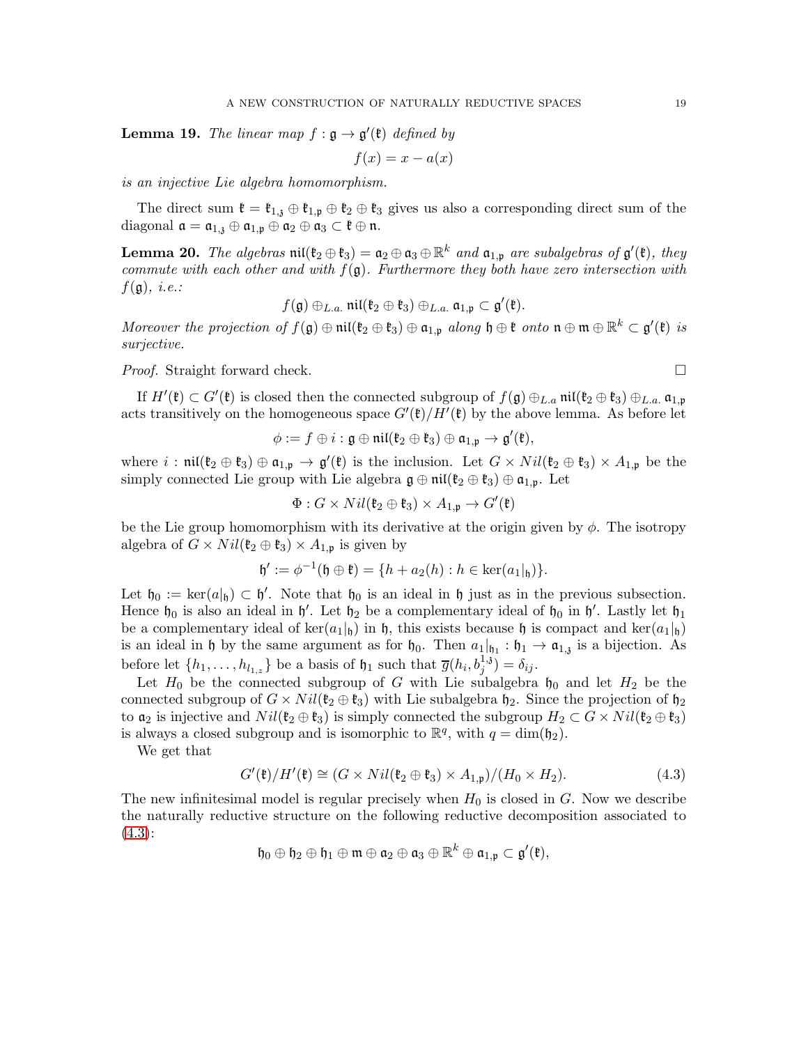**Lemma 19.** *The linear map $f : \mathfrak{g} \to \mathfrak{g}'(\mathfrak{k})$ defined by*

$$f(x) = x - a(x)$$

*is an injective Lie algebra homomorphism.*

The direct sum $\mathfrak{k} = \mathfrak{k}_{1,\mathfrak{z}} \oplus \mathfrak{k}_{1,\mathfrak{p}} \oplus \mathfrak{k}_2 \oplus \mathfrak{k}_3$ gives us also a corresponding direct sum of the diagonal $\mathfrak{a} = \mathfrak{a}_{1,\mathfrak{z}} \oplus \mathfrak{a}_{1,\mathfrak{p}} \oplus \mathfrak{a}_2 \oplus \mathfrak{a}_3 \subset \mathfrak{k} \oplus \mathfrak{n}$.

**Lemma 20.** *The algebras $\mathfrak{nil}(\mathfrak{k}_2 \oplus \mathfrak{k}_3) = \mathfrak{a}_2 \oplus \mathfrak{a}_3 \oplus \mathbb{R}^k$ and $\mathfrak{a}_{1,\mathfrak{p}}$ are subalgebras of $\mathfrak{g}'(\mathfrak{k})$, they commute with each other and with $f(\mathfrak{g})$. Furthermore they both have zero intersection with $f(\mathfrak{g})$, i.e.:*

$$f(\mathfrak{g}) \oplus_{L.a.} \mathfrak{nil}(\mathfrak{k}_2 \oplus \mathfrak{k}_3) \oplus_{L.a.} \mathfrak{a}_{1,\mathfrak{p}} \subset \mathfrak{g}'(\mathfrak{k}).$$

*Moreover the projection of $f(\mathfrak{g}) \oplus \mathfrak{nil}(\mathfrak{k}_2 \oplus \mathfrak{k}_3) \oplus \mathfrak{a}_{1,\mathfrak{p}}$ along $\mathfrak{h} \oplus \mathfrak{k}$ onto $\mathfrak{n} \oplus \mathfrak{m} \oplus \mathbb{R}^k \subset \mathfrak{g}'(\mathfrak{k})$ is surjective.*

*Proof.* Straight forward check. □

If $H'(\mathfrak{k}) \subset G'(\mathfrak{k})$ is closed then the connected subgroup of $f(\mathfrak{g}) \oplus_{L.a} \mathfrak{nil}(\mathfrak{k}_2 \oplus \mathfrak{k}_3) \oplus_{L.a.} \mathfrak{a}_{1,\mathfrak{p}}$ acts transitively on the homogeneous space $G'(\mathfrak{k})/H'(\mathfrak{k})$ by the above lemma. As before let

$$\phi := f \oplus i : \mathfrak{g} \oplus \mathfrak{nil}(\mathfrak{k}_2 \oplus \mathfrak{k}_3) \oplus \mathfrak{a}_{1,\mathfrak{p}} \to \mathfrak{g}'(\mathfrak{k}),$$

where $i : \mathfrak{nil}(\mathfrak{k}_2 \oplus \mathfrak{k}_3) \oplus \mathfrak{a}_{1,\mathfrak{p}} \to \mathfrak{g}'(\mathfrak{k})$ is the inclusion. Let $G \times Nil(\mathfrak{k}_2 \oplus \mathfrak{k}_3) \times A_{1,\mathfrak{p}}$ be the simply connected Lie group with Lie algebra $\mathfrak{g} \oplus \mathfrak{nil}(\mathfrak{k}_2 \oplus \mathfrak{k}_3) \oplus \mathfrak{a}_{1,\mathfrak{p}}$. Let

$$\Phi : G \times Nil(\mathfrak{k}_2 \oplus \mathfrak{k}_3) \times A_{1,\mathfrak{p}} \to G'(\mathfrak{k})$$

be the Lie group homomorphism with its derivative at the origin given by $\phi$. The isotropy algebra of $G \times Nil(\mathfrak{k}_2 \oplus \mathfrak{k}_3) \times A_{1,\mathfrak{p}}$ is given by

$$\mathfrak{h}' := \phi^{-1}(\mathfrak{h} \oplus \mathfrak{k}) = \{h + a_2(h) : h \in \ker(a_1|_{\mathfrak{h}})\}.$$

Let $\mathfrak{h}_0 := \ker(a|_{\mathfrak{h}}) \subset \mathfrak{h}'$. Note that $\mathfrak{h}_0$ is an ideal in $\mathfrak{h}$ just as in the previous subsection. Hence $\mathfrak{h}_0$ is also an ideal in $\mathfrak{h}'$. Let $\mathfrak{h}_2$ be a complementary ideal of $\mathfrak{h}_0$ in $\mathfrak{h}'$. Lastly let $\mathfrak{h}_1$ be a complementary ideal of $\ker(a_1|_{\mathfrak{h}})$ in $\mathfrak{h}$, this exists because $\mathfrak{h}$ is compact and $\ker(a_1|_{\mathfrak{h}})$ is an ideal in $\mathfrak{h}$ by the same argument as for $\mathfrak{h}_0$. Then $a_1|_{\mathfrak{h}_1} : \mathfrak{h}_1 \to \mathfrak{a}_{1,\mathfrak{z}}$ is a bijection. As before let $\{h_1, \ldots, h_{l_{1,z}}\}$ be a basis of $\mathfrak{h}_1$ such that $\overline{g}(h_i, b_j^{1,\mathfrak{z}}) = \delta_{ij}$.

Let $H_0$ be the connected subgroup of $G$ with Lie subalgebra $\mathfrak{h}_0$ and let $H_2$ be the connected subgroup of $G \times Nil(\mathfrak{k}_2 \oplus \mathfrak{k}_3)$ with Lie subalgebra $\mathfrak{h}_2$. Since the projection of $\mathfrak{h}_2$ to $\mathfrak{a}_2$ is injective and $Nil(\mathfrak{k}_2 \oplus \mathfrak{k}_3)$ is simply connected the subgroup $H_2 \subset G \times Nil(\mathfrak{k}_2 \oplus \mathfrak{k}_3)$ is always a closed subgroup and is isomorphic to $\mathbb{R}^q$, with $q = \dim(\mathfrak{h}_2)$.

We get that

$$G'(\mathfrak{k})/H'(\mathfrak{k}) \cong (G \times Nil(\mathfrak{k}_2 \oplus \mathfrak{k}_3) \times A_{1,\mathfrak{p}})/(H_0 \times H_2). \tag{4.3}$$

The new infinitesimal model is regular precisely when $H_0$ is closed in $G$. Now we describe the naturally reductive structure on the following reductive decomposition associated to (4.3):

$$\mathfrak{h}_0 \oplus \mathfrak{h}_2 \oplus \mathfrak{h}_1 \oplus \mathfrak{m} \oplus \mathfrak{a}_2 \oplus \mathfrak{a}_3 \oplus \mathbb{R}^k \oplus \mathfrak{a}_{1,\mathfrak{p}} \subset \mathfrak{g}'(\mathfrak{k}),$$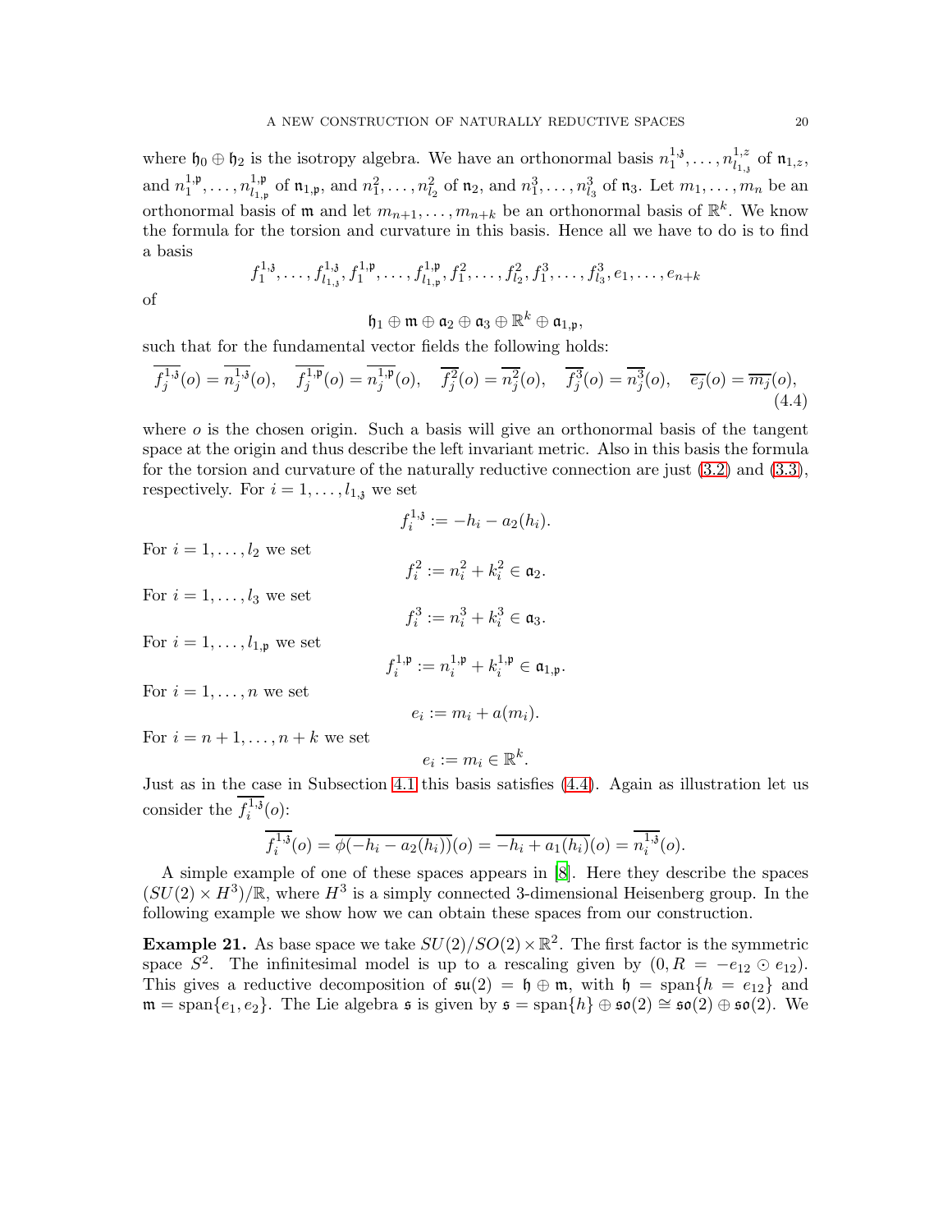where $\mathfrak{h}_0 \oplus \mathfrak{h}_2$ is the isotropy algebra. We have an orthonormal basis $n_1^{1,\mathfrak{z}}, \dots, n_{l_{1,\mathfrak{z}}}^{1,z}$ of $\mathfrak{n}_{1,z}$, and $n_1^{1,\mathfrak{p}}, \dots, n_{l_{1,\mathfrak{p}}}^{1,\mathfrak{p}}$ of $\mathfrak{n}_{1,\mathfrak{p}}$, and $n_1^2, \dots, n_{l_2}^2$ of $\mathfrak{n}_2$, and $n_1^3, \dots, n_{l_3}^3$ of $\mathfrak{n}_3$. Let $m_1, \dots, m_n$ be an orthonormal basis of $\mathfrak{m}$ and let $m_{n+1}, \dots, m_{n+k}$ be an orthonormal basis of $\mathbb{R}^k$. We know the formula for the torsion and curvature in this basis. Hence all we have to do is to find a basis

$$f_1^{1,\mathfrak{z}}, \dots, f_{l_{1,\mathfrak{z}}}^{1,\mathfrak{z}}, f_1^{1,\mathfrak{p}}, \dots, f_{l_{1,\mathfrak{p}}}^{1,\mathfrak{p}}, f_1^2, \dots, f_{l_2}^2, f_1^3, \dots, f_{l_3}^3, e_1, \dots, e_{n+k}$$

of

$$\mathfrak{h}_1 \oplus \mathfrak{m} \oplus \mathfrak{a}_2 \oplus \mathfrak{a}_3 \oplus \mathbb{R}^k \oplus \mathfrak{a}_{1,\mathfrak{p}},$$

such that for the fundamental vector fields the following holds:

$$\overline{f_j^{1,\mathfrak{z}}}(o) = \overline{n_j^{1,\mathfrak{z}}}(o), \quad \overline{f_j^{1,\mathfrak{p}}}(o) = \overline{n_j^{1,\mathfrak{p}}}(o), \quad \overline{f_j^2}(o) = \overline{n_j^2}(o), \quad \overline{f_j^3}(o) = \overline{n_j^3}(o), \quad \overline{e_j}(o) = \overline{m_j}(o), \tag{4.4}$$

where $o$ is the chosen origin. Such a basis will give an orthonormal basis of the tangent space at the origin and thus describe the left invariant metric. Also in this basis the formula for the torsion and curvature of the naturally reductive connection are just (3.2) and (3.3), respectively. For $i = 1, \dots, l_{1,\mathfrak{z}}$ we set

$$f_i^{1,\mathfrak{z}} := -h_i - a_2(h_i).$$

For $i = 1, \dots, l_2$ we set

$$f_i^2 := n_i^2 + k_i^2 \in \mathfrak{a}_2.$$

For $i = 1, \dots, l_3$ we set

$$f_i^3 := n_i^3 + k_i^3 \in \mathfrak{a}_3.$$

For $i = 1, \dots, l_{1,\mathfrak{p}}$ we set

$$f_i^{1,\mathfrak{p}} := n_i^{1,\mathfrak{p}} + k_i^{1,\mathfrak{p}} \in \mathfrak{a}_{1,\mathfrak{p}}.$$

For $i = 1, \dots, n$ we set

$$e_i := m_i + a(m_i).$$

For $i = n+1, \dots, n+k$ we set

$$e_i := m_i \in \mathbb{R}^k.$$

Just as in the case in Subsection 4.1 this basis satisfies (4.4). Again as illustration let us consider the $\overline{f_i^{1,\mathfrak{z}}}(o)$:

$$\overline{f_i^{1,\mathfrak{z}}}(o) = \overline{\phi(-h_i - a_2(h_i))}(o) = \overline{-h_i + a_1(h_i)}(o) = \overline{n_i^{1,\mathfrak{z}}}(o).$$

A simple example of one of these spaces appears in [8]. Here they describe the spaces $(SU(2) \times H^3)/\mathbb{R}$, where $H^3$ is a simply connected 3-dimensional Heisenberg group. In the following example we show how we can obtain these spaces from our construction.

**Example 21.** As base space we take $SU(2)/SO(2) \times \mathbb{R}^2$. The first factor is the symmetric space $S^2$. The infinitesimal model is up to a rescaling given by $(0, R = -e_{12} \odot e_{12})$. This gives a reductive decomposition of $\mathfrak{su}(2) = \mathfrak{h} \oplus \mathfrak{m}$, with $\mathfrak{h} = \operatorname{span}\{h = e_{12}\}$ and $\mathfrak{m} = \operatorname{span}\{e_1, e_2\}$. The Lie algebra $\mathfrak{s}$ is given by $\mathfrak{s} = \operatorname{span}\{h\} \oplus \mathfrak{so}(2) \cong \mathfrak{so}(2) \oplus \mathfrak{so}(2)$. We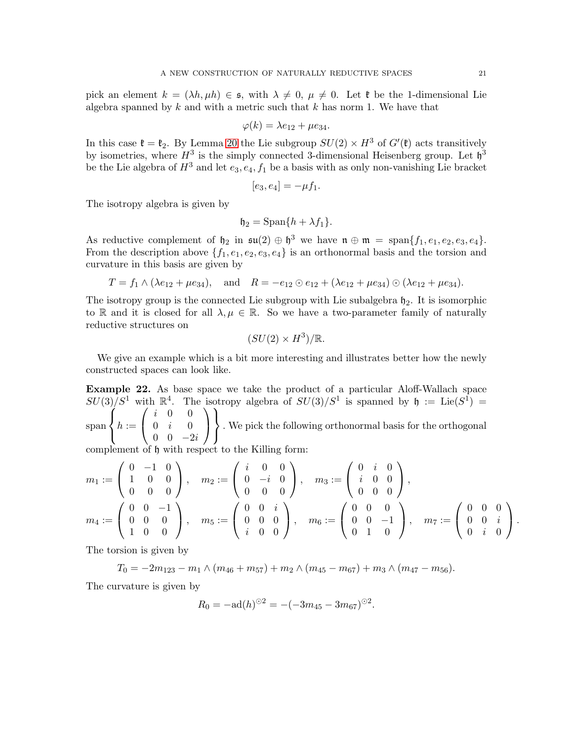pick an element $k = (\lambda h, \mu h) \in \mathfrak{s}$, with $\lambda \neq 0$, $\mu \neq 0$. Let $\mathfrak{k}$ be the 1-dimensional Lie algebra spanned by $k$ and with a metric such that $k$ has norm 1. We have that

$$\varphi(k) = \lambda e_{12} + \mu e_{34}.$$

In this case $\mathfrak{k} = \mathfrak{k}_2$. By Lemma 20 the Lie subgroup $SU(2) \times H^3$ of $G'(\mathfrak{k})$ acts transitively by isometries, where $H^3$ is the simply connected 3-dimensional Heisenberg group. Let $\mathfrak{h}^3$ be the Lie algebra of $H^3$ and let $e_3, e_4, f_1$ be a basis with as only non-vanishing Lie bracket

$$[e_3, e_4] = -\mu f_1.$$

The isotropy algebra is given by

$$\mathfrak{h}_2 = \mathrm{Span}\{h + \lambda f_1\}.$$

As reductive complement of $\mathfrak{h}_2$ in $\mathfrak{su}(2) \oplus \mathfrak{h}^3$ we have $\mathfrak{n} \oplus \mathfrak{m} = \mathrm{span}\{f_1, e_1, e_2, e_3, e_4\}$. From the description above $\{f_1, e_1, e_2, e_3, e_4\}$ is an orthonormal basis and the torsion and curvature in this basis are given by

$$T = f_1 \wedge (\lambda e_{12} + \mu e_{34}), \quad \text{and} \quad R = -e_{12} \odot e_{12} + (\lambda e_{12} + \mu e_{34}) \odot (\lambda e_{12} + \mu e_{34}).$$

The isotropy group is the connected Lie subgroup with Lie subalgebra $\mathfrak{h}_2$. It is isomorphic to $\mathbb{R}$ and it is closed for all $\lambda, \mu \in \mathbb{R}$. So we have a two-parameter family of naturally reductive structures on

$$(SU(2) \times H^3)/\mathbb{R}.$$

We give an example which is a bit more interesting and illustrates better how the newly constructed spaces can look like.

**Example 22.** As base space we take the product of a particular Aloff-Wallach space $SU(3)/S^1$ with $\mathbb{R}^4$. The isotropy algebra of $SU(3)/S^1$ is spanned by $\mathfrak{h} := \mathrm{Lie}(S^1) = \mathrm{span}\left\{ h := \begin{pmatrix} i & 0 & 0 \\ 0 & i & 0 \\ 0 & 0 & -2i \end{pmatrix} \right\}$. We pick the following orthonormal basis for the orthogonal complement of $\mathfrak{h}$ with respect to the Killing form:

$$m_1 := \begin{pmatrix} 0 & -1 & 0 \\ 1 & 0 & 0 \\ 0 & 0 & 0 \end{pmatrix}, \quad m_2 := \begin{pmatrix} i & 0 & 0 \\ 0 & -i & 0 \\ 0 & 0 & 0 \end{pmatrix}, \quad m_3 := \begin{pmatrix} 0 & i & 0 \\ i & 0 & 0 \\ 0 & 0 & 0 \end{pmatrix},$$

$$m_4 := \begin{pmatrix} 0 & 0 & -1 \\ 0 & 0 & 0 \\ 1 & 0 & 0 \end{pmatrix}, \quad m_5 := \begin{pmatrix} 0 & 0 & i \\ 0 & 0 & 0 \\ i & 0 & 0 \end{pmatrix}, \quad m_6 := \begin{pmatrix} 0 & 0 & 0 \\ 0 & 0 & -1 \\ 0 & 1 & 0 \end{pmatrix}, \quad m_7 := \begin{pmatrix} 0 & 0 & 0 \\ 0 & 0 & i \\ 0 & i & 0 \end{pmatrix}.$$

The torsion is given by

$$T_0 = -2m_{123} - m_1 \wedge (m_{46} + m_{57}) + m_2 \wedge (m_{45} - m_{67}) + m_3 \wedge (m_{47} - m_{56}).$$

The curvature is given by

$$R_0 = -\mathrm{ad}(h)^{\odot 2} = -(-3m_{45} - 3m_{67})^{\odot 2}.$$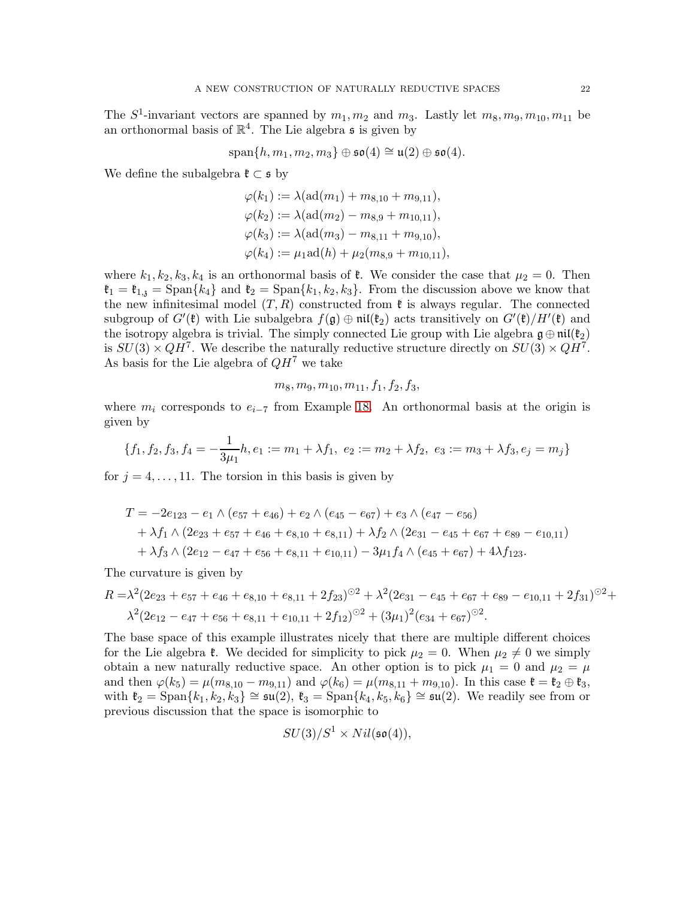The $S^1$-invariant vectors are spanned by $m_1, m_2$ and $m_3$. Lastly let $m_8, m_9, m_{10}, m_{11}$ be an orthonormal basis of $\mathbb{R}^4$. The Lie algebra $\mathfrak{s}$ is given by

$$\operatorname{span}\{h, m_1, m_2, m_3\} \oplus \mathfrak{so}(4) \cong \mathfrak{u}(2) \oplus \mathfrak{so}(4).$$

We define the subalgebra $\mathfrak{k} \subset \mathfrak{s}$ by

$$\begin{aligned}
\varphi(k_1) &:= \lambda(\operatorname{ad}(m_1) + m_{8,10} + m_{9,11}),\\
\varphi(k_2) &:= \lambda(\operatorname{ad}(m_2) - m_{8,9} + m_{10,11}),\\
\varphi(k_3) &:= \lambda(\operatorname{ad}(m_3) - m_{8,11} + m_{9,10}),\\
\varphi(k_4) &:= \mu_1 \operatorname{ad}(h) + \mu_2(m_{8,9} + m_{10,11}),
\end{aligned}$$

where $k_1, k_2, k_3, k_4$ is an orthonormal basis of $\mathfrak{k}$. We consider the case that $\mu_2 = 0$. Then $\mathfrak{k}_1 = \mathfrak{k}_{1,\mathfrak{z}} = \operatorname{Span}\{k_4\}$ and $\mathfrak{k}_2 = \operatorname{Span}\{k_1, k_2, k_3\}$. From the discussion above we know that the new infinitesimal model $(T, R)$ constructed from $\mathfrak{k}$ is always regular. The connected subgroup of $G'(\mathfrak{k})$ with Lie subalgebra $f(\mathfrak{g}) \oplus \mathfrak{nil}(\mathfrak{k}_2)$ acts transitively on $G'(\mathfrak{k})/H'(\mathfrak{k})$ and the isotropy algebra is trivial. The simply connected Lie group with Lie algebra $\mathfrak{g} \oplus \mathfrak{nil}(\mathfrak{k}_2)$ is $SU(3) \times QH^7$. We describe the naturally reductive structure directly on $SU(3) \times QH^7$. As basis for the Lie algebra of $QH^7$ we take

$$m_8, m_9, m_{10}, m_{11}, f_1, f_2, f_3,$$

where $m_i$ corresponds to $e_{i-7}$ from Example 18. An orthonormal basis at the origin is given by

$$\{f_1, f_2, f_3, f_4 = -\frac{1}{3\mu_1}h, e_1 := m_1 + \lambda f_1,\ e_2 := m_2 + \lambda f_2,\ e_3 := m_3 + \lambda f_3, e_j = m_j\}$$

for $j = 4, \ldots, 11$. The torsion in this basis is given by

$$\begin{aligned}
T = &-2e_{123} - e_1 \wedge (e_{57} + e_{46}) + e_2 \wedge (e_{45} - e_{67}) + e_3 \wedge (e_{47} - e_{56})\\
&+ \lambda f_1 \wedge (2e_{23} + e_{57} + e_{46} + e_{8,10} + e_{8,11}) + \lambda f_2 \wedge (2e_{31} - e_{45} + e_{67} + e_{89} - e_{10,11})\\
&+ \lambda f_3 \wedge (2e_{12} - e_{47} + e_{56} + e_{8,11} + e_{10,11}) - 3\mu_1 f_4 \wedge (e_{45} + e_{67}) + 4\lambda f_{123}.
\end{aligned}$$

The curvature is given by

$$\begin{aligned}
R = &\lambda^2(2e_{23} + e_{57} + e_{46} + e_{8,10} + e_{8,11} + 2f_{23})^{\odot 2} + \lambda^2(2e_{31} - e_{45} + e_{67} + e_{89} - e_{10,11} + 2f_{31})^{\odot 2} +\\
&\lambda^2(2e_{12} - e_{47} + e_{56} + e_{8,11} + e_{10,11} + 2f_{12})^{\odot 2} + (3\mu_1)^2(e_{34} + e_{67})^{\odot 2}.
\end{aligned}$$

The base space of this example illustrates nicely that there are multiple different choices for the Lie algebra $\mathfrak{k}$. We decided for simplicity to pick $\mu_2 = 0$. When $\mu_2 \neq 0$ we simply obtain a new naturally reductive space. An other option is to pick $\mu_1 = 0$ and $\mu_2 = \mu$ and then $\varphi(k_5) = \mu(m_{8,10} - m_{9,11})$ and $\varphi(k_6) = \mu(m_{8,11} + m_{9,10})$. In this case $\mathfrak{k} = \mathfrak{k}_2 \oplus \mathfrak{k}_3$, with $\mathfrak{k}_2 = \operatorname{Span}\{k_1, k_2, k_3\} \cong \mathfrak{su}(2)$, $\mathfrak{k}_3 = \operatorname{Span}\{k_4, k_5, k_6\} \cong \mathfrak{su}(2)$. We readily see from or previous discussion that the space is isomorphic to

$$SU(3)/S^1 \times Nil(\mathfrak{so}(4)),$$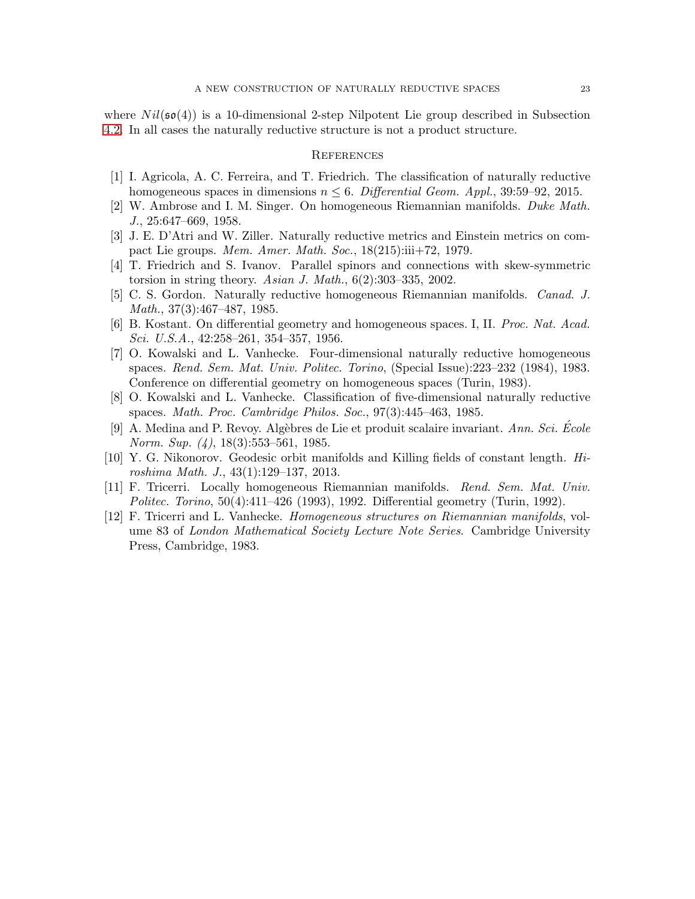where $Nil(\mathfrak{so}(4))$ is a 10-dimensional 2-step Nilpotent Lie group described in Subsection 4.2. In all cases the naturally reductive structure is not a product structure.

## References

[1] I. Agricola, A. C. Ferreira, and T. Friedrich. The classification of naturally reductive homogeneous spaces in dimensions $n \leq 6$. *Differential Geom. Appl.*, 39:59–92, 2015.

[2] W. Ambrose and I. M. Singer. On homogeneous Riemannian manifolds. *Duke Math. J.*, 25:647–669, 1958.

[3] J. E. D'Atri and W. Ziller. Naturally reductive metrics and Einstein metrics on compact Lie groups. *Mem. Amer. Math. Soc.*, 18(215):iii+72, 1979.

[4] T. Friedrich and S. Ivanov. Parallel spinors and connections with skew-symmetric torsion in string theory. *Asian J. Math.*, 6(2):303–335, 2002.

[5] C. S. Gordon. Naturally reductive homogeneous Riemannian manifolds. *Canad. J. Math.*, 37(3):467–487, 1985.

[6] B. Kostant. On differential geometry and homogeneous spaces. I, II. *Proc. Nat. Acad. Sci. U.S.A.*, 42:258–261, 354–357, 1956.

[7] O. Kowalski and L. Vanhecke. Four-dimensional naturally reductive homogeneous spaces. *Rend. Sem. Mat. Univ. Politec. Torino*, (Special Issue):223–232 (1984), 1983. Conference on differential geometry on homogeneous spaces (Turin, 1983).

[8] O. Kowalski and L. Vanhecke. Classification of five-dimensional naturally reductive spaces. *Math. Proc. Cambridge Philos. Soc.*, 97(3):445–463, 1985.

[9] A. Medina and P. Revoy. Algèbres de Lie et produit scalaire invariant. *Ann. Sci. École Norm. Sup. (4)*, 18(3):553–561, 1985.

[10] Y. G. Nikonorov. Geodesic orbit manifolds and Killing fields of constant length. *Hiroshima Math. J.*, 43(1):129–137, 2013.

[11] F. Tricerri. Locally homogeneous Riemannian manifolds. *Rend. Sem. Mat. Univ. Politec. Torino*, 50(4):411–426 (1993), 1992. Differential geometry (Turin, 1992).

[12] F. Tricerri and L. Vanhecke. *Homogeneous structures on Riemannian manifolds*, volume 83 of *London Mathematical Society Lecture Note Series*. Cambridge University Press, Cambridge, 1983.